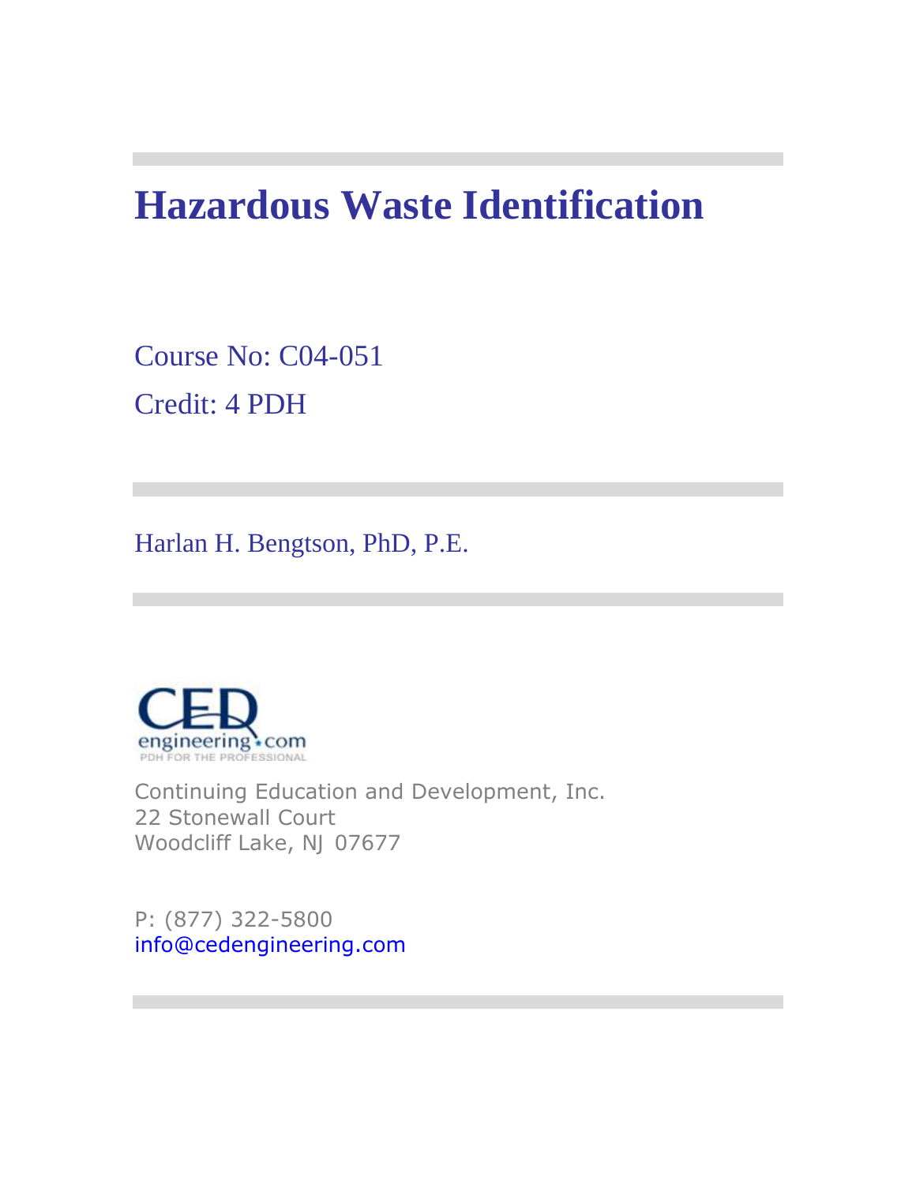# Hazardous Waste Identification

Course No: C04-051

Credit: 4 PDH

Harlan H. Bengtson, PhD, P.E.

Continuing Education and Development, Inc.
22 Stonewall Court
Woodcliff Lake, NJ 07677

P: (877) 322-5800
info@cedengineering.com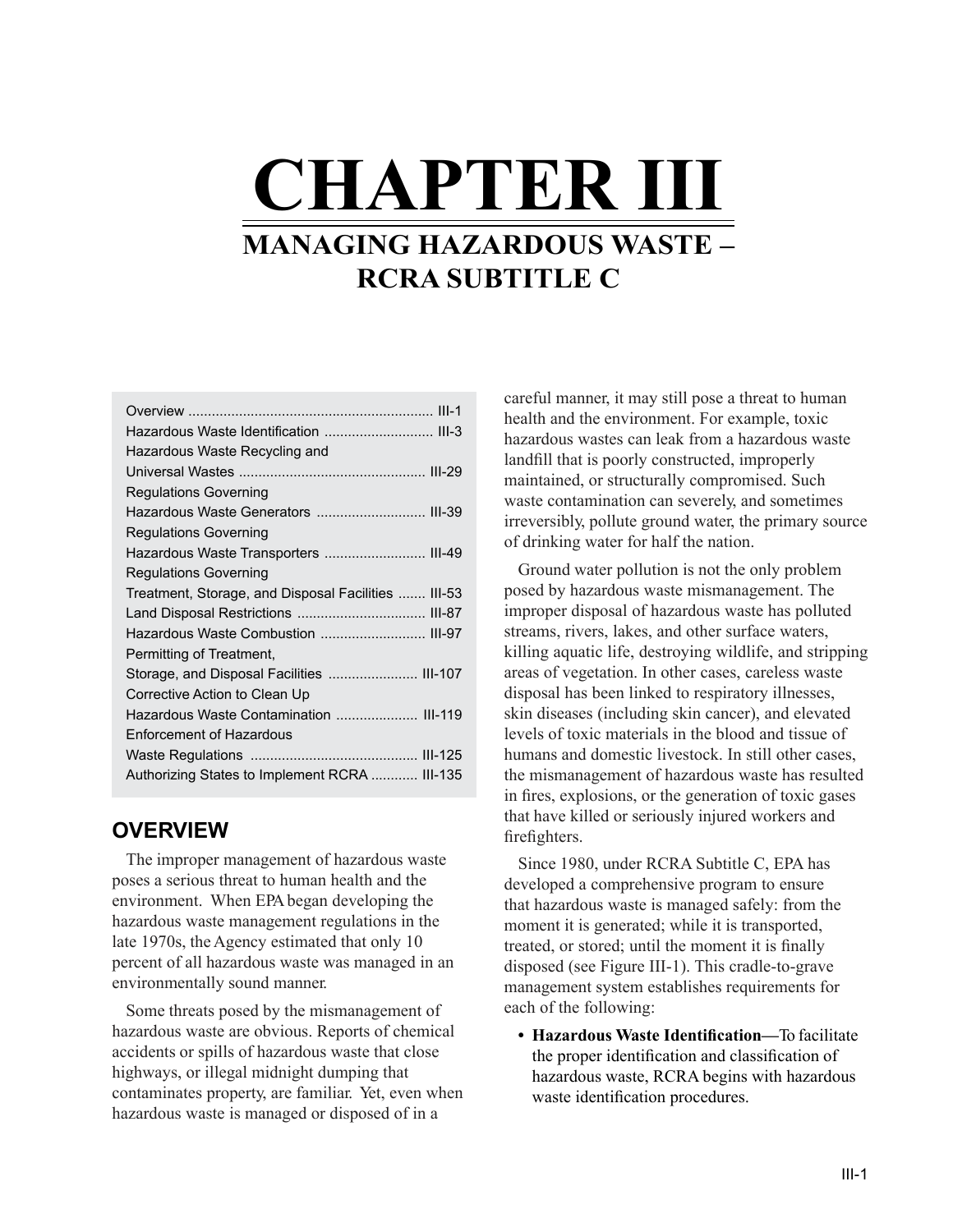# CHAPTER III

## MANAGING HAZARDOUS WASTE – RCRA SUBTITLE C

Overview .............................................................. III-1
Hazardous Waste Identification ............................ III-3
Hazardous Waste Recycling and Universal Wastes ................................................ III-29
Regulations Governing Hazardous Waste Generators ............................ III-39
Regulations Governing Hazardous Waste Transporters .......................... III-49
Regulations Governing Treatment, Storage, and Disposal Facilities ....... III-53
Land Disposal Restrictions ................................. III-87
Hazardous Waste Combustion ........................... III-97
Permitting of Treatment, Storage, and Disposal Facilities ....................... III-107
Corrective Action to Clean Up Hazardous Waste Contamination ..................... III-119
Enforcement of Hazardous Waste Regulations ........................................... III-125
Authorizing States to Implement RCRA ............ III-135

### OVERVIEW

The improper management of hazardous waste poses a serious threat to human health and the environment. When EPA began developing the hazardous waste management regulations in the late 1970s, the Agency estimated that only 10 percent of all hazardous waste was managed in an environmentally sound manner.

Some threats posed by the mismanagement of hazardous waste are obvious. Reports of chemical accidents or spills of hazardous waste that close highways, or illegal midnight dumping that contaminates property, are familiar. Yet, even when hazardous waste is managed or disposed of in a careful manner, it may still pose a threat to human health and the environment. For example, toxic hazardous wastes can leak from a hazardous waste landfill that is poorly constructed, improperly maintained, or structurally compromised. Such waste contamination can severely, and sometimes irreversibly, pollute ground water, the primary source of drinking water for half the nation.

Ground water pollution is not the only problem posed by hazardous waste mismanagement. The improper disposal of hazardous waste has polluted streams, rivers, lakes, and other surface waters, killing aquatic life, destroying wildlife, and stripping areas of vegetation. In other cases, careless waste disposal has been linked to respiratory illnesses, skin diseases (including skin cancer), and elevated levels of toxic materials in the blood and tissue of humans and domestic livestock. In still other cases, the mismanagement of hazardous waste has resulted in fires, explosions, or the generation of toxic gases that have killed or seriously injured workers and firefighters.

Since 1980, under RCRA Subtitle C, EPA has developed a comprehensive program to ensure that hazardous waste is managed safely: from the moment it is generated; while it is transported, treated, or stored; until the moment it is finally disposed (see Figure III-1). This cradle-to-grave management system establishes requirements for each of the following:

- **Hazardous Waste Identification—**To facilitate the proper identification and classification of hazardous waste, RCRA begins with hazardous waste identification procedures.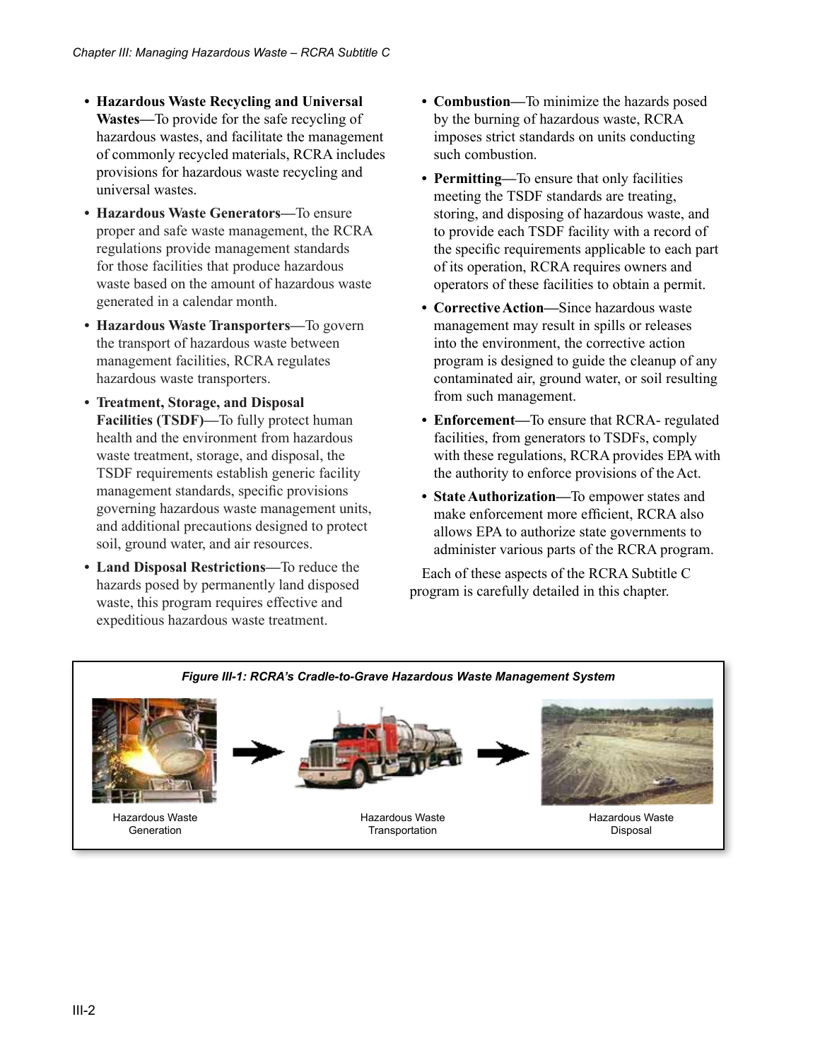- **Hazardous Waste Recycling and Universal Wastes**—To provide for the safe recycling of hazardous wastes, and facilitate the management of commonly recycled materials, RCRA includes provisions for hazardous waste recycling and universal wastes.
- **Hazardous Waste Generators**—To ensure proper and safe waste management, the RCRA regulations provide management standards for those facilities that produce hazardous waste based on the amount of hazardous waste generated in a calendar month.
- **Hazardous Waste Transporters**—To govern the transport of hazardous waste between management facilities, RCRA regulates hazardous waste transporters.
- **Treatment, Storage, and Disposal Facilities (TSDF)**—To fully protect human health and the environment from hazardous waste treatment, storage, and disposal, the TSDF requirements establish generic facility management standards, specific provisions governing hazardous waste management units, and additional precautions designed to protect soil, ground water, and air resources.
- **Land Disposal Restrictions**—To reduce the hazards posed by permanently land disposed waste, this program requires effective and expeditious hazardous waste treatment.
- **Combustion**—To minimize the hazards posed by the burning of hazardous waste, RCRA imposes strict standards on units conducting such combustion.
- **Permitting**—To ensure that only facilities meeting the TSDF standards are treating, storing, and disposing of hazardous waste, and to provide each TSDF facility with a record of the specific requirements applicable to each part of its operation, RCRA requires owners and operators of these facilities to obtain a permit.
- **Corrective Action**—Since hazardous waste management may result in spills or releases into the environment, the corrective action program is designed to guide the cleanup of any contaminated air, ground water, or soil resulting from such management.
- **Enforcement**—To ensure that RCRA- regulated facilities, from generators to TSDFs, comply with these regulations, RCRA provides EPA with the authority to enforce provisions of the Act.
- **State Authorization**—To empower states and make enforcement more efficient, RCRA also allows EPA to authorize state governments to administer various parts of the RCRA program.

Each of these aspects of the RCRA Subtitle C program is carefully detailed in this chapter.

***Figure III-1: RCRA's Cradle-to-Grave Hazardous Waste Management System***

Hazardous Waste Generation → Hazardous Waste Transportation → Hazardous Waste Disposal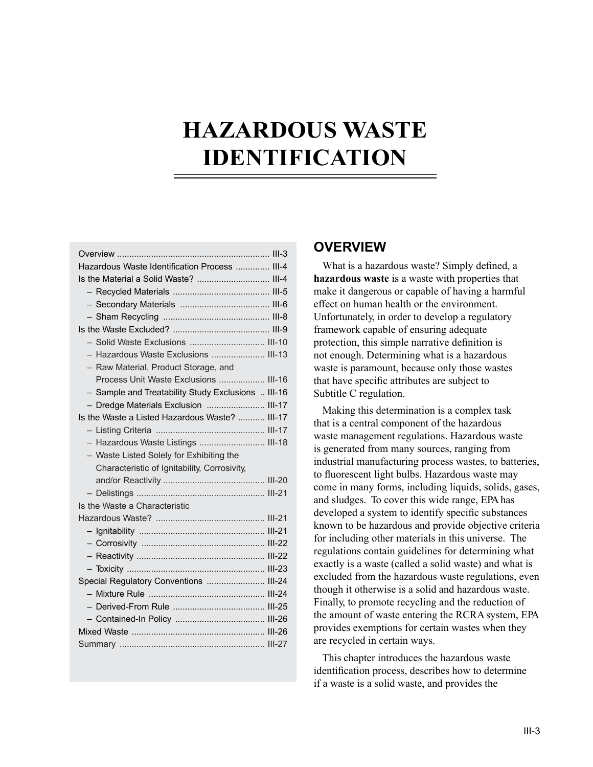# HAZARDOUS WASTE IDENTIFICATION

| | |
|---|---|
| Overview | III-3 |
| Hazardous Waste Identification Process | III-4 |
| Is the Material a Solid Waste? | III-4 |
| – Recycled Materials | III-5 |
| – Secondary Materials | III-6 |
| – Sham Recycling | III-8 |
| Is the Waste Excluded? | III-9 |
| – Solid Waste Exclusions | III-10 |
| – Hazardous Waste Exclusions | III-13 |
| – Raw Material, Product Storage, and Process Unit Waste Exclusions | III-16 |
| – Sample and Treatability Study Exclusions | III-16 |
| – Dredge Materials Exclusion | III-17 |
| Is the Waste a Listed Hazardous Waste? | III-17 |
| – Listing Criteria | III-17 |
| – Hazardous Waste Listings | III-18 |
| – Waste Listed Solely for Exhibiting the Characteristic of Ignitability, Corrosivity, and/or Reactivity | III-20 |
| – Delistings | III-21 |
| Is the Waste a Characteristic Hazardous Waste? | III-21 |
| – Ignitability | III-21 |
| – Corrosivity | III-22 |
| – Reactivity | III-22 |
| – Toxicity | III-23 |
| Special Regulatory Conventions | III-24 |
| – Mixture Rule | III-24 |
| – Derived-From Rule | III-25 |
| – Contained-In Policy | III-26 |
| Mixed Waste | III-26 |
| Summary | III-27 |

## OVERVIEW

What is a hazardous waste? Simply defined, a **hazardous waste** is a waste with properties that make it dangerous or capable of having a harmful effect on human health or the environment. Unfortunately, in order to develop a regulatory framework capable of ensuring adequate protection, this simple narrative definition is not enough. Determining what is a hazardous waste is paramount, because only those wastes that have specific attributes are subject to Subtitle C regulation.

Making this determination is a complex task that is a central component of the hazardous waste management regulations. Hazardous waste is generated from many sources, ranging from industrial manufacturing process wastes, to batteries, to fluorescent light bulbs. Hazardous waste may come in many forms, including liquids, solids, gases, and sludges. To cover this wide range, EPA has developed a system to identify specific substances known to be hazardous and provide objective criteria for including other materials in this universe. The regulations contain guidelines for determining what exactly is a waste (called a solid waste) and what is excluded from the hazardous waste regulations, even though it otherwise is a solid and hazardous waste. Finally, to promote recycling and the reduction of the amount of waste entering the RCRA system, EPA provides exemptions for certain wastes when they are recycled in certain ways.

This chapter introduces the hazardous waste identification process, describes how to determine if a waste is a solid waste, and provides the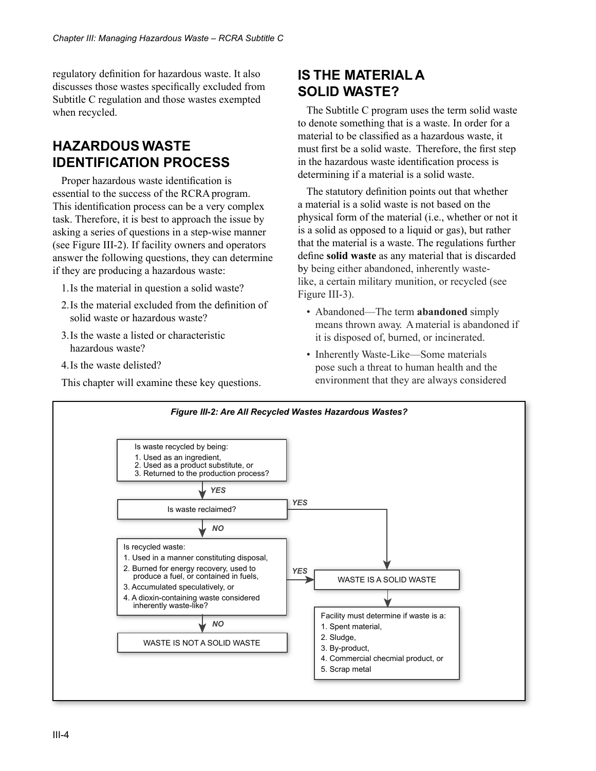regulatory definition for hazardous waste. It also discusses those wastes specifically excluded from Subtitle C regulation and those wastes exempted when recycled.

## HAZARDOUS WASTE IDENTIFICATION PROCESS

Proper hazardous waste identification is essential to the success of the RCRA program. This identification process can be a very complex task. Therefore, it is best to approach the issue by asking a series of questions in a step-wise manner (see Figure III-2). If facility owners and operators answer the following questions, they can determine if they are producing a hazardous waste:

1. Is the material in question a solid waste?
2. Is the material excluded from the definition of solid waste or hazardous waste?
3. Is the waste a listed or characteristic hazardous waste?
4. Is the waste delisted?

This chapter will examine these key questions.

## IS THE MATERIAL A SOLID WASTE?

The Subtitle C program uses the term solid waste to denote something that is a waste. In order for a material to be classified as a hazardous waste, it must first be a solid waste. Therefore, the first step in the hazardous waste identification process is determining if a material is a solid waste.

The statutory definition points out that whether a material is a solid waste is not based on the physical form of the material (i.e., whether or not it is a solid as opposed to a liquid or gas), but rather that the material is a waste. The regulations further define **solid waste** as any material that is discarded by being either abandoned, inherently waste-like, a certain military munition, or recycled (see Figure III-3).

- Abandoned—The term **abandoned** simply means thrown away. A material is abandoned if it is disposed of, burned, or incinerated.
- Inherently Waste-Like—Some materials pose such a threat to human health and the environment that they are always considered

*Figure III-2: Are All Recycled Wastes Hazardous Wastes?*

Is waste recycled by being:
1. Used as an ingredient,
2. Used as a product substitute, or
3. Returned to the production process?

YES ↓

Is waste reclaimed? — YES → WASTE IS A SOLID WASTE

NO ↓

Is recycled waste:
1. Used in a manner constituting disposal,
2. Burned for energy recovery, used to produce a fuel, or contained in fuels,
3. Accumulated speculatively, or
4. A dioxin-containing waste considered inherently waste-like?

YES → WASTE IS A SOLID WASTE

NO ↓ WASTE IS NOT A SOLID WASTE

WASTE IS A SOLID WASTE ↓

Facility must determine if waste is a:
1. Spent material,
2. Sludge,
3. By-product,
4. Commercial checmial product, or
5. Scrap metal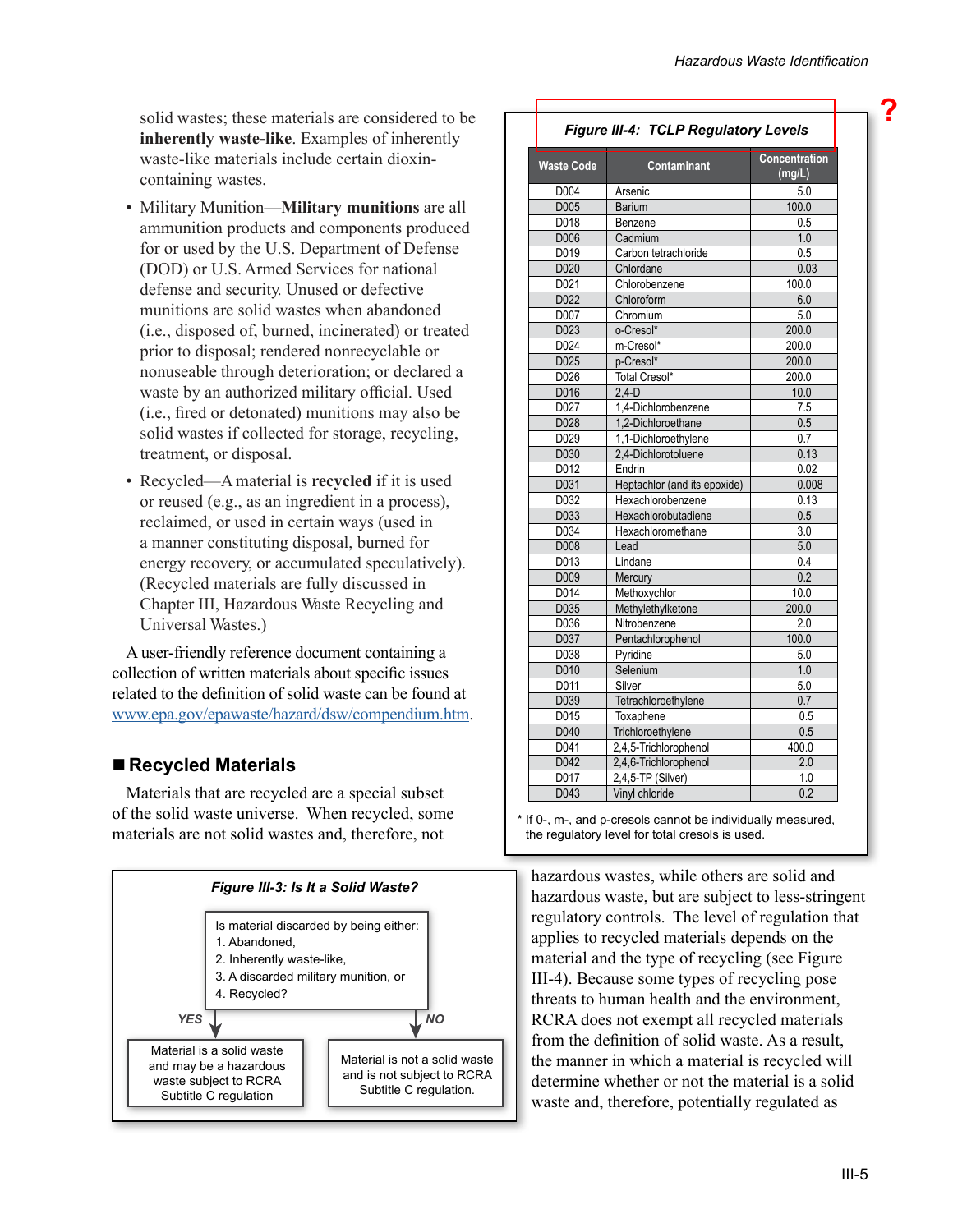solid wastes; these materials are considered to be **inherently waste-like**. Examples of inherently waste-like materials include certain dioxin-containing wastes.

- Military Munition—**Military munitions** are all ammunition products and components produced for or used by the U.S. Department of Defense (DOD) or U.S. Armed Services for national defense and security. Unused or defective munitions are solid wastes when abandoned (i.e., disposed of, burned, incinerated) or treated prior to disposal; rendered nonrecyclable or nonuseable through deterioration; or declared a waste by an authorized military official. Used (i.e., fired or detonated) munitions may also be solid wastes if collected for storage, recycling, treatment, or disposal.
- Recycled—A material is **recycled** if it is used or reused (e.g., as an ingredient in a process), reclaimed, or used in certain ways (used in a manner constituting disposal, burned for energy recovery, or accumulated speculatively). (Recycled materials are fully discussed in Chapter III, Hazardous Waste Recycling and Universal Wastes.)

A user-friendly reference document containing a collection of written materials about specific issues related to the definition of solid waste can be found at www.epa.gov/epawaste/hazard/dsw/compendium.htm.

## Recycled Materials

Materials that are recycled are a special subset of the solid waste universe. When recycled, some materials are not solid wastes and, therefore, not hazardous wastes, while others are solid and hazardous waste, but are subject to less-stringent regulatory controls. The level of regulation that applies to recycled materials depends on the material and the type of recycling (see Figure III-4). Because some types of recycling pose threats to human health and the environment, RCRA does not exempt all recycled materials from the definition of solid waste. As a result, the manner in which a material is recycled will determine whether or not the material is a solid waste and, therefore, potentially regulated as

***Figure III-3: Is It a Solid Waste?***

Is material discarded by being either:
1. Abandoned,
2. Inherently waste-like,
3. A discarded military munition, or
4. Recycled?

**YES** → Material is a solid waste and may be a hazardous waste subject to RCRA Subtitle C regulation

**NO** → Material is not a solid waste and is not subject to RCRA Subtitle C regulation.

***Figure III-4: TCLP Regulatory Levels***

| Waste Code | Contaminant | Concentration (mg/L) |
|---|---|---|
| D004 | Arsenic | 5.0 |
| D005 | Barium | 100.0 |
| D018 | Benzene | 0.5 |
| D006 | Cadmium | 1.0 |
| D019 | Carbon tetrachloride | 0.5 |
| D020 | Chlordane | 0.03 |
| D021 | Chlorobenzene | 100.0 |
| D022 | Chloroform | 6.0 |
| D007 | Chromium | 5.0 |
| D023 | o-Cresol* | 200.0 |
| D024 | m-Cresol* | 200.0 |
| D025 | p-Cresol* | 200.0 |
| D026 | Total Cresol* | 200.0 |
| D016 | 2,4-D | 10.0 |
| D027 | 1,4-Dichlorobenzene | 7.5 |
| D028 | 1,2-Dichloroethane | 0.5 |
| D029 | 1,1-Dichloroethylene | 0.7 |
| D030 | 2,4-Dichlorotoluene | 0.13 |
| D012 | Endrin | 0.02 |
| D031 | Heptachlor (and its epoxide) | 0.008 |
| D032 | Hexachlorobenzene | 0.13 |
| D033 | Hexachlorobutadiene | 0.5 |
| D034 | Hexachloromethane | 3.0 |
| D008 | Lead | 5.0 |
| D013 | Lindane | 0.4 |
| D009 | Mercury | 0.2 |
| D014 | Methoxychlor | 10.0 |
| D035 | Methylethylketone | 200.0 |
| D036 | Nitrobenzene | 2.0 |
| D037 | Pentachlorophenol | 100.0 |
| D038 | Pyridine | 5.0 |
| D010 | Selenium | 1.0 |
| D011 | Silver | 5.0 |
| D039 | Tetrachloroethylene | 0.7 |
| D015 | Toxaphene | 0.5 |
| D040 | Trichloroethylene | 0.5 |
| D041 | 2,4,5-Trichlorophenol | 400.0 |
| D042 | 2,4,6-Trichlorophenol | 2.0 |
| D017 | 2,4,5-TP (Silver) | 1.0 |
| D043 | Vinyl chloride | 0.2 |

\* If 0-, m-, and p-cresols cannot be individually measured, the regulatory level for total cresols is used.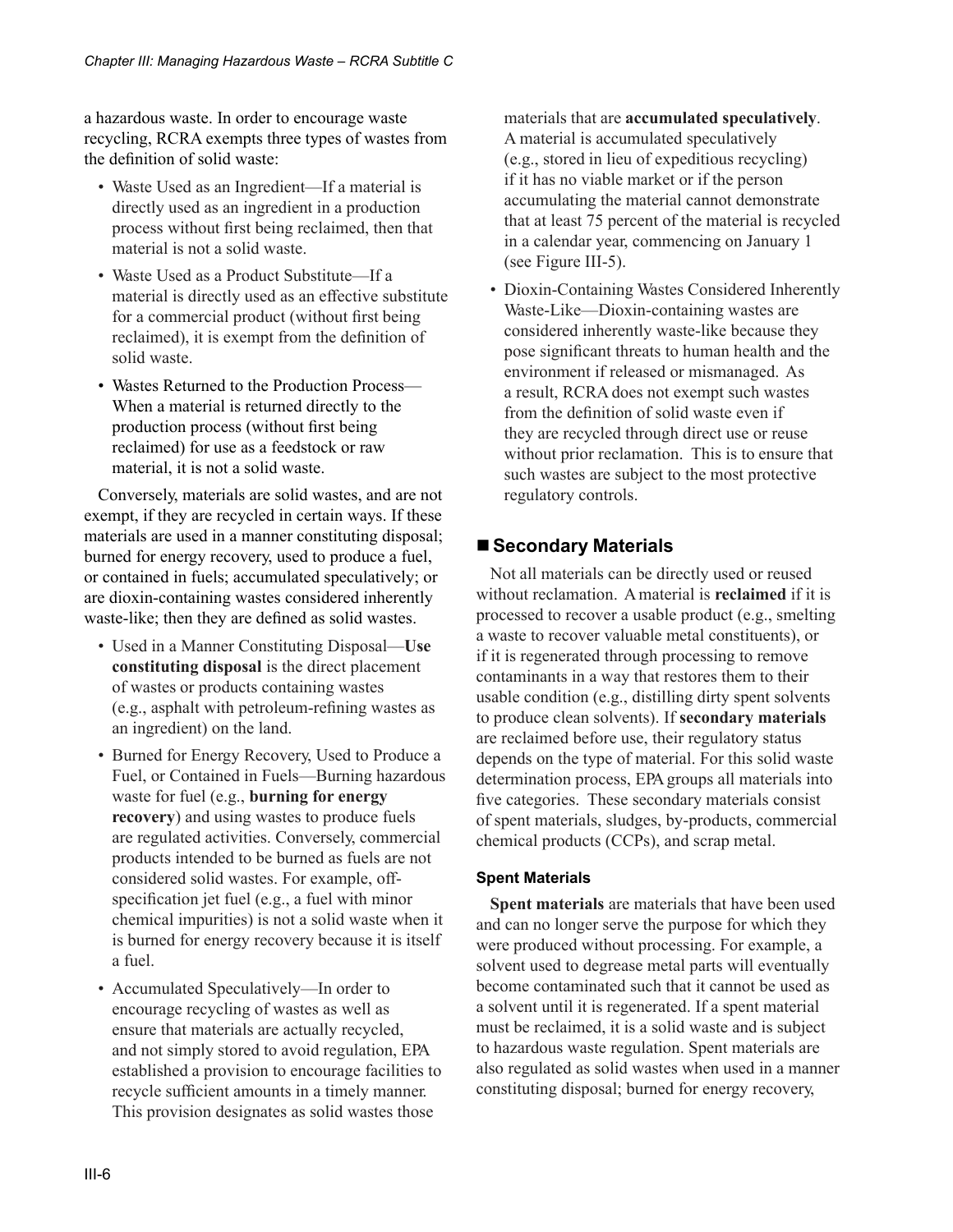a hazardous waste. In order to encourage waste recycling, RCRA exempts three types of wastes from the definition of solid waste:

- Waste Used as an Ingredient—If a material is directly used as an ingredient in a production process without first being reclaimed, then that material is not a solid waste.
- Waste Used as a Product Substitute—If a material is directly used as an effective substitute for a commercial product (without first being reclaimed), it is exempt from the definition of solid waste.
- Wastes Returned to the Production Process—When a material is returned directly to the production process (without first being reclaimed) for use as a feedstock or raw material, it is not a solid waste.

Conversely, materials are solid wastes, and are not exempt, if they are recycled in certain ways. If these materials are used in a manner constituting disposal; burned for energy recovery, used to produce a fuel, or contained in fuels; accumulated speculatively; or are dioxin-containing wastes considered inherently waste-like; then they are defined as solid wastes.

- Used in a Manner Constituting Disposal—**Use constituting disposal** is the direct placement of wastes or products containing wastes (e.g., asphalt with petroleum-refining wastes as an ingredient) on the land.
- Burned for Energy Recovery, Used to Produce a Fuel, or Contained in Fuels—Burning hazardous waste for fuel (e.g., **burning for energy recovery**) and using wastes to produce fuels are regulated activities. Conversely, commercial products intended to be burned as fuels are not considered solid wastes. For example, off-specification jet fuel (e.g., a fuel with minor chemical impurities) is not a solid waste when it is burned for energy recovery because it is itself a fuel.
- Accumulated Speculatively—In order to encourage recycling of wastes as well as ensure that materials are actually recycled, and not simply stored to avoid regulation, EPA established a provision to encourage facilities to recycle sufficient amounts in a timely manner. This provision designates as solid wastes those materials that are **accumulated speculatively**. A material is accumulated speculatively (e.g., stored in lieu of expeditious recycling) if it has no viable market or if the person accumulating the material cannot demonstrate that at least 75 percent of the material is recycled in a calendar year, commencing on January 1 (see Figure III-5).
- Dioxin-Containing Wastes Considered Inherently Waste-Like—Dioxin-containing wastes are considered inherently waste-like because they pose significant threats to human health and the environment if released or mismanaged. As a result, RCRA does not exempt such wastes from the definition of solid waste even if they are recycled through direct use or reuse without prior reclamation. This is to ensure that such wastes are subject to the most protective regulatory controls.

## Secondary Materials

Not all materials can be directly used or reused without reclamation. A material is **reclaimed** if it is processed to recover a usable product (e.g., smelting a waste to recover valuable metal constituents), or if it is regenerated through processing to remove contaminants in a way that restores them to their usable condition (e.g., distilling dirty spent solvents to produce clean solvents). If **secondary materials** are reclaimed before use, their regulatory status depends on the type of material. For this solid waste determination process, EPA groups all materials into five categories. These secondary materials consist of spent materials, sludges, by-products, commercial chemical products (CCPs), and scrap metal.

### Spent Materials

**Spent materials** are materials that have been used and can no longer serve the purpose for which they were produced without processing. For example, a solvent used to degrease metal parts will eventually become contaminated such that it cannot be used as a solvent until it is regenerated. If a spent material must be reclaimed, it is a solid waste and is subject to hazardous waste regulation. Spent materials are also regulated as solid wastes when used in a manner constituting disposal; burned for energy recovery,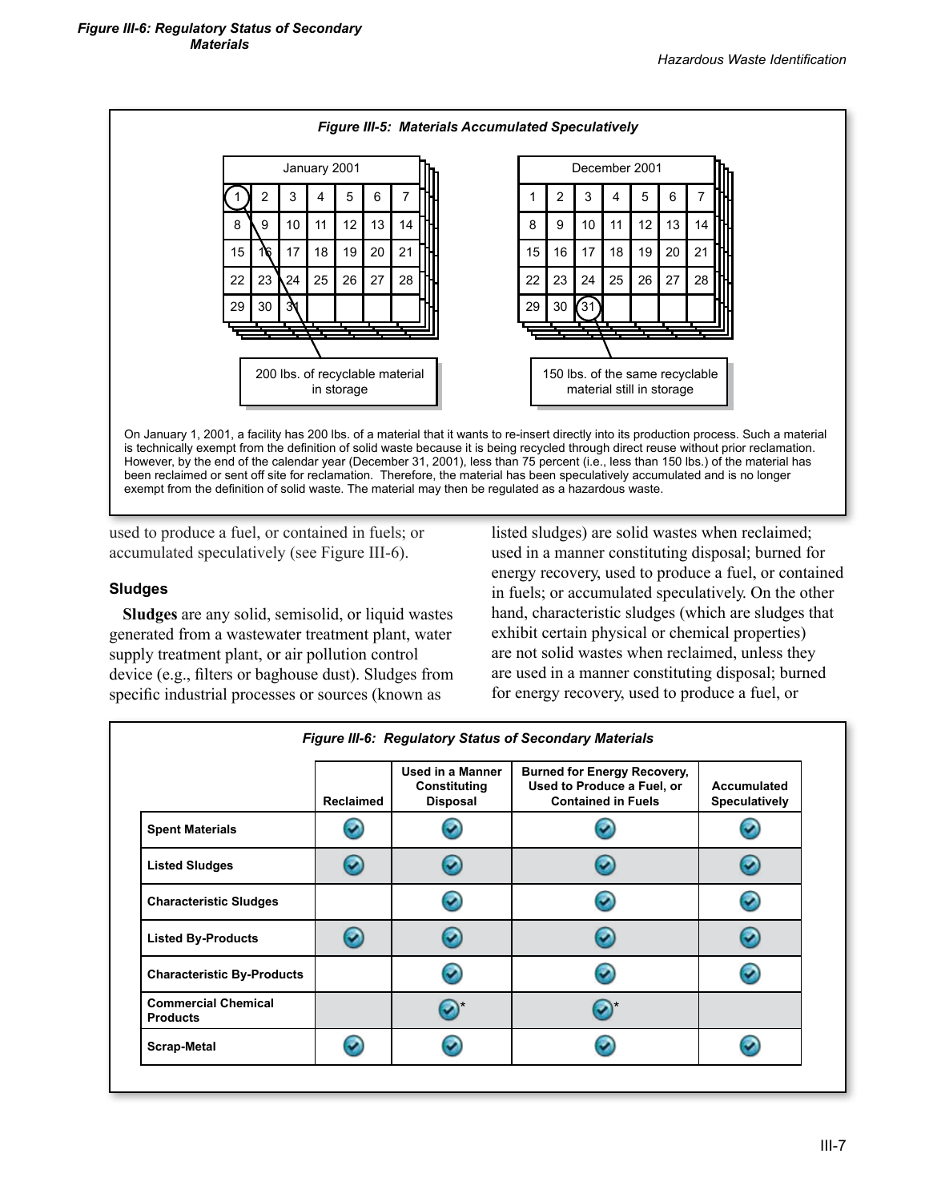**Figure III-5: Materials Accumulated Speculatively**

| January 2001 | | | | | | |
|---|---|---|---|---|---|---|
| 1 | 2 | 3 | 4 | 5 | 6 | 7 |
| 8 | 9 | 10 | 11 | 12 | 13 | 14 |
| 15 | 16 | 17 | 18 | 19 | 20 | 21 |
| 22 | 23 | 24 | 25 | 26 | 27 | 28 |
| 29 | 30 | 31 | | | | |

200 lbs. of recyclable material in storage

| December 2001 | | | | | | |
|---|---|---|---|---|---|---|
| 1 | 2 | 3 | 4 | 5 | 6 | 7 |
| 8 | 9 | 10 | 11 | 12 | 13 | 14 |
| 15 | 16 | 17 | 18 | 19 | 20 | 21 |
| 22 | 23 | 24 | 25 | 26 | 27 | 28 |
| 29 | 30 | 31 | | | | |

150 lbs. of the same recyclable material still in storage

On January 1, 2001, a facility has 200 lbs. of a material that it wants to re-insert directly into its production process. Such a material is technically exempt from the definition of solid waste because it is being recycled through direct reuse without prior reclamation. However, by the end of the calendar year (December 31, 2001), less than 75 percent (i.e., less than 150 lbs.) of the material has been reclaimed or sent off site for reclamation. Therefore, the material has been speculatively accumulated and is no longer exempt from the definition of solid waste. The material may then be regulated as a hazardous waste.

used to produce a fuel, or contained in fuels; or accumulated speculatively (see Figure III-6).

### Sludges

**Sludges** are any solid, semisolid, or liquid wastes generated from a wastewater treatment plant, water supply treatment plant, or air pollution control device (e.g., filters or baghouse dust). Sludges from specific industrial processes or sources (known as listed sludges) are solid wastes when reclaimed; used in a manner constituting disposal; burned for energy recovery, used to produce a fuel, or contained in fuels; or accumulated speculatively. On the other hand, characteristic sludges (which are sludges that exhibit certain physical or chemical properties) are not solid wastes when reclaimed, unless they are used in a manner constituting disposal; burned for energy recovery, used to produce a fuel, or

**Figure III-6: Regulatory Status of Secondary Materials**

| | Reclaimed | Used in a Manner Constituting Disposal | Burned for Energy Recovery, Used to Produce a Fuel, or Contained in Fuels | Accumulated Speculatively |
|---|---|---|---|---|
| Spent Materials | ✔ | ✔ | ✔ | ✔ |
| Listed Sludges | ✔ | ✔ | ✔ | ✔ |
| Characteristic Sludges | | ✔ | ✔ | ✔ |
| Listed By-Products | ✔ | ✔ | ✔ | ✔ |
| Characteristic By-Products | | ✔ | ✔ | ✔ |
| Commercial Chemical Products | | ✔* | ✔* | |
| Scrap-Metal | ✔ | ✔ | ✔ | ✔ |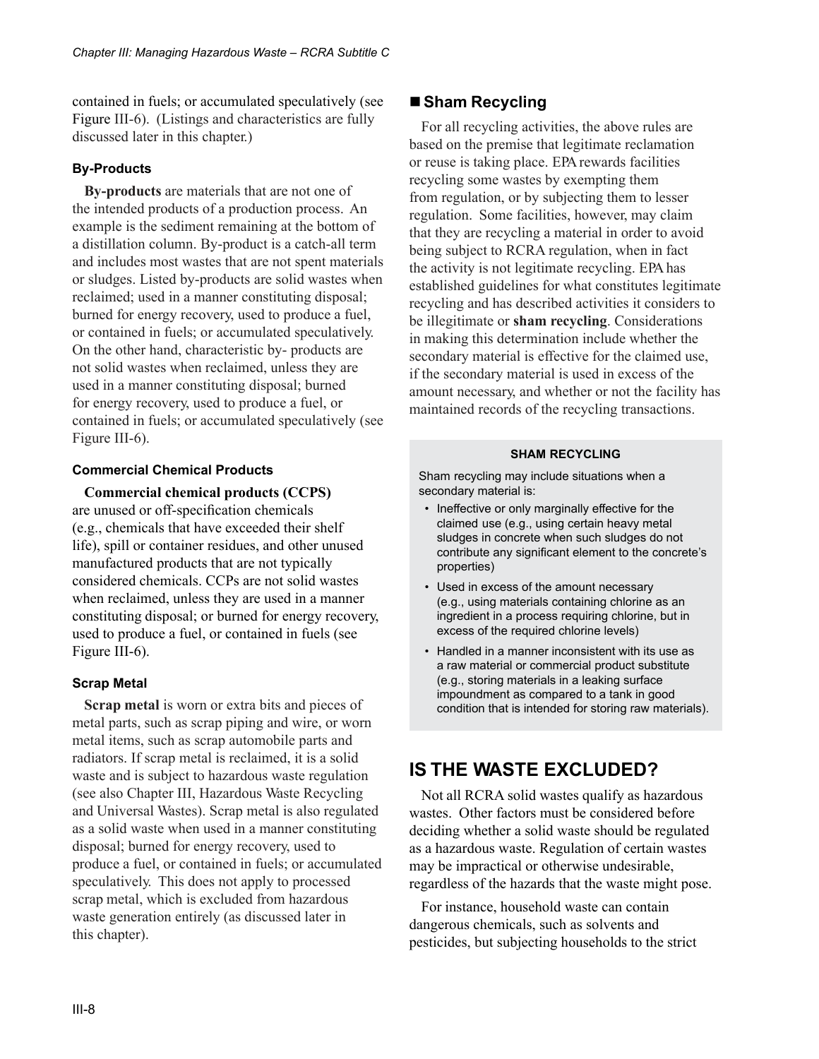contained in fuels; or accumulated speculatively (see Figure III-6). (Listings and characteristics are fully discussed later in this chapter.)

### By-Products

**By-products** are materials that are not one of the intended products of a production process. An example is the sediment remaining at the bottom of a distillation column. By-product is a catch-all term and includes most wastes that are not spent materials or sludges. Listed by-products are solid wastes when reclaimed; used in a manner constituting disposal; burned for energy recovery, used to produce a fuel, or contained in fuels; or accumulated speculatively. On the other hand, characteristic by- products are not solid wastes when reclaimed, unless they are used in a manner constituting disposal; burned for energy recovery, used to produce a fuel, or contained in fuels; or accumulated speculatively (see Figure III-6).

### Commercial Chemical Products

**Commercial chemical products (CCPS)** are unused or off-specification chemicals (e.g., chemicals that have exceeded their shelf life), spill or container residues, and other unused manufactured products that are not typically considered chemicals. CCPs are not solid wastes when reclaimed, unless they are used in a manner constituting disposal; or burned for energy recovery, used to produce a fuel, or contained in fuels (see Figure III-6).

### Scrap Metal

**Scrap metal** is worn or extra bits and pieces of metal parts, such as scrap piping and wire, or worn metal items, such as scrap automobile parts and radiators. If scrap metal is reclaimed, it is a solid waste and is subject to hazardous waste regulation (see also Chapter III, Hazardous Waste Recycling and Universal Wastes). Scrap metal is also regulated as a solid waste when used in a manner constituting disposal; burned for energy recovery, used to produce a fuel, or contained in fuels; or accumulated speculatively. This does not apply to processed scrap metal, which is excluded from hazardous waste generation entirely (as discussed later in this chapter).

## ■ Sham Recycling

For all recycling activities, the above rules are based on the premise that legitimate reclamation or reuse is taking place. EPA rewards facilities recycling some wastes by exempting them from regulation, or by subjecting them to lesser regulation. Some facilities, however, may claim that they are recycling a material in order to avoid being subject to RCRA regulation, when in fact the activity is not legitimate recycling. EPA has established guidelines for what constitutes legitimate recycling and has described activities it considers to be illegitimate or **sham recycling**. Considerations in making this determination include whether the secondary material is effective for the claimed use, if the secondary material is used in excess of the amount necessary, and whether or not the facility has maintained records of the recycling transactions.

**SHAM RECYCLING**

Sham recycling may include situations when a secondary material is:

- Ineffective or only marginally effective for the claimed use (e.g., using certain heavy metal sludges in concrete when such sludges do not contribute any significant element to the concrete's properties)
- Used in excess of the amount necessary (e.g., using materials containing chlorine as an ingredient in a process requiring chlorine, but in excess of the required chlorine levels)
- Handled in a manner inconsistent with its use as a raw material or commercial product substitute (e.g., storing materials in a leaking surface impoundment as compared to a tank in good condition that is intended for storing raw materials).

## IS THE WASTE EXCLUDED?

Not all RCRA solid wastes qualify as hazardous wastes. Other factors must be considered before deciding whether a solid waste should be regulated as a hazardous waste. Regulation of certain wastes may be impractical or otherwise undesirable, regardless of the hazards that the waste might pose.

For instance, household waste can contain dangerous chemicals, such as solvents and pesticides, but subjecting households to the strict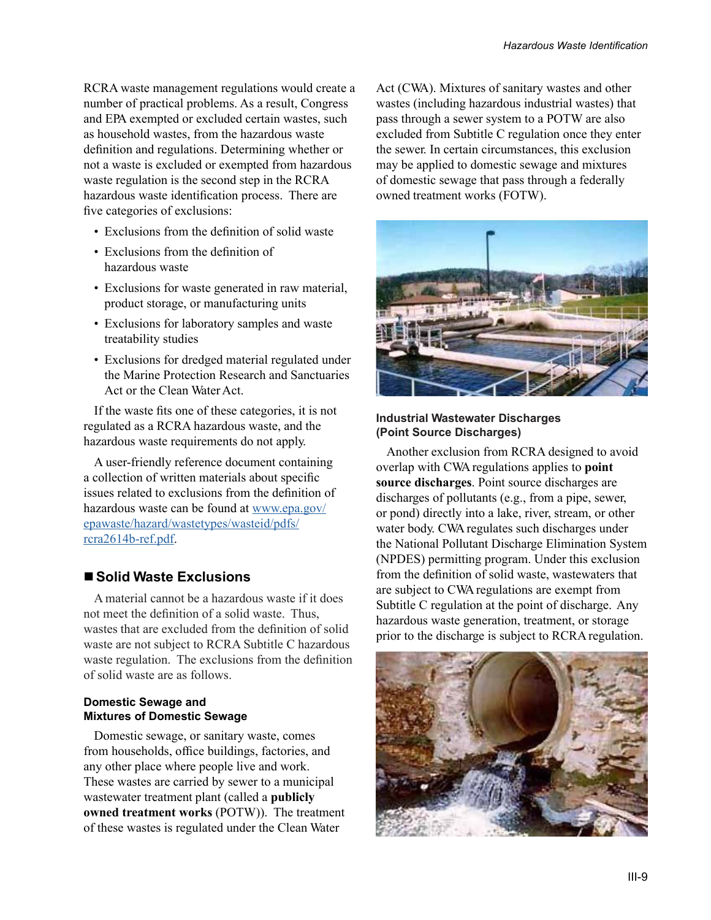RCRA waste management regulations would create a number of practical problems. As a result, Congress and EPA exempted or excluded certain wastes, such as household wastes, from the hazardous waste definition and regulations. Determining whether or not a waste is excluded or exempted from hazardous waste regulation is the second step in the RCRA hazardous waste identification process. There are five categories of exclusions:

- Exclusions from the definition of solid waste
- Exclusions from the definition of hazardous waste
- Exclusions for waste generated in raw material, product storage, or manufacturing units
- Exclusions for laboratory samples and waste treatability studies
- Exclusions for dredged material regulated under the Marine Protection Research and Sanctuaries Act or the Clean Water Act.

If the waste fits one of these categories, it is not regulated as a RCRA hazardous waste, and the hazardous waste requirements do not apply.

A user-friendly reference document containing a collection of written materials about specific issues related to exclusions from the definition of hazardous waste can be found at www.epa.gov/epawaste/hazard/wastetypes/wasteid/pdfs/rcra2614b-ref.pdf.

## Solid Waste Exclusions

A material cannot be a hazardous waste if it does not meet the definition of a solid waste. Thus, wastes that are excluded from the definition of solid waste are not subject to RCRA Subtitle C hazardous waste regulation. The exclusions from the definition of solid waste are as follows.

### Domestic Sewage and Mixtures of Domestic Sewage

Domestic sewage, or sanitary waste, comes from households, office buildings, factories, and any other place where people live and work. These wastes are carried by sewer to a municipal wastewater treatment plant (called a **publicly owned treatment works** (POTW)). The treatment of these wastes is regulated under the Clean Water Act (CWA). Mixtures of sanitary wastes and other wastes (including hazardous industrial wastes) that pass through a sewer system to a POTW are also excluded from Subtitle C regulation once they enter the sewer. In certain circumstances, this exclusion may be applied to domestic sewage and mixtures of domestic sewage that pass through a federally owned treatment works (FOTW).

### Industrial Wastewater Discharges (Point Source Discharges)

Another exclusion from RCRA designed to avoid overlap with CWA regulations applies to **point source discharges**. Point source discharges are discharges of pollutants (e.g., from a pipe, sewer, or pond) directly into a lake, river, stream, or other water body. CWA regulates such discharges under the National Pollutant Discharge Elimination System (NPDES) permitting program. Under this exclusion from the definition of solid waste, wastewaters that are subject to CWA regulations are exempt from Subtitle C regulation at the point of discharge. Any hazardous waste generation, treatment, or storage prior to the discharge is subject to RCRA regulation.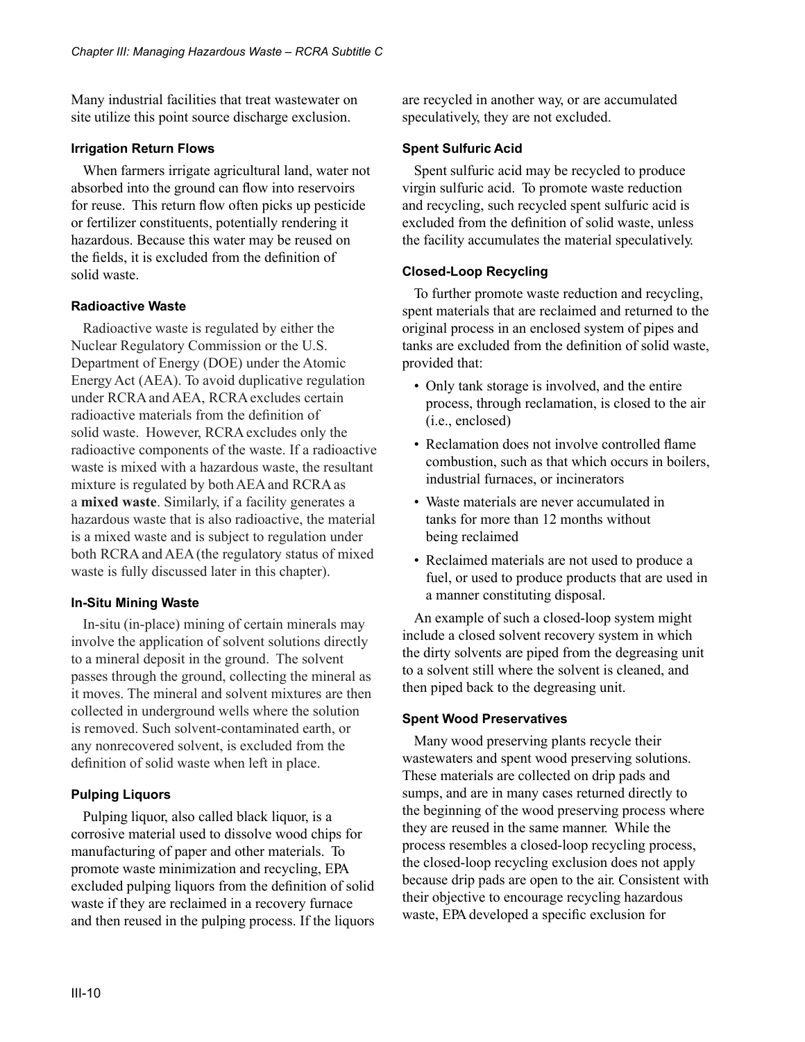Many industrial facilities that treat wastewater on site utilize this point source discharge exclusion.

### Irrigation Return Flows

When farmers irrigate agricultural land, water not absorbed into the ground can flow into reservoirs for reuse. This return flow often picks up pesticide or fertilizer constituents, potentially rendering it hazardous. Because this water may be reused on the fields, it is excluded from the definition of solid waste.

### Radioactive Waste

Radioactive waste is regulated by either the Nuclear Regulatory Commission or the U.S. Department of Energy (DOE) under the Atomic Energy Act (AEA). To avoid duplicative regulation under RCRA and AEA, RCRA excludes certain radioactive materials from the definition of solid waste. However, RCRA excludes only the radioactive components of the waste. If a radioactive waste is mixed with a hazardous waste, the resultant mixture is regulated by both AEA and RCRA as a **mixed waste**. Similarly, if a facility generates a hazardous waste that is also radioactive, the material is a mixed waste and is subject to regulation under both RCRA and AEA (the regulatory status of mixed waste is fully discussed later in this chapter).

### In-Situ Mining Waste

In-situ (in-place) mining of certain minerals may involve the application of solvent solutions directly to a mineral deposit in the ground. The solvent passes through the ground, collecting the mineral as it moves. The mineral and solvent mixtures are then collected in underground wells where the solution is removed. Such solvent-contaminated earth, or any nonrecovered solvent, is excluded from the definition of solid waste when left in place.

### Pulping Liquors

Pulping liquor, also called black liquor, is a corrosive material used to dissolve wood chips for manufacturing of paper and other materials. To promote waste minimization and recycling, EPA excluded pulping liquors from the definition of solid waste if they are reclaimed in a recovery furnace and then reused in the pulping process. If the liquors are recycled in another way, or are accumulated speculatively, they are not excluded.

### Spent Sulfuric Acid

Spent sulfuric acid may be recycled to produce virgin sulfuric acid. To promote waste reduction and recycling, such recycled spent sulfuric acid is excluded from the definition of solid waste, unless the facility accumulates the material speculatively.

### Closed-Loop Recycling

To further promote waste reduction and recycling, spent materials that are reclaimed and returned to the original process in an enclosed system of pipes and tanks are excluded from the definition of solid waste, provided that:

- Only tank storage is involved, and the entire process, through reclamation, is closed to the air (i.e., enclosed)
- Reclamation does not involve controlled flame combustion, such as that which occurs in boilers, industrial furnaces, or incinerators
- Waste materials are never accumulated in tanks for more than 12 months without being reclaimed
- Reclaimed materials are not used to produce a fuel, or used to produce products that are used in a manner constituting disposal.

An example of such a closed-loop system might include a closed solvent recovery system in which the dirty solvents are piped from the degreasing unit to a solvent still where the solvent is cleaned, and then piped back to the degreasing unit.

### Spent Wood Preservatives

Many wood preserving plants recycle their wastewaters and spent wood preserving solutions. These materials are collected on drip pads and sumps, and are in many cases returned directly to the beginning of the wood preserving process where they are reused in the same manner. While the process resembles a closed-loop recycling process, the closed-loop recycling exclusion does not apply because drip pads are open to the air. Consistent with their objective to encourage recycling hazardous waste, EPA developed a specific exclusion for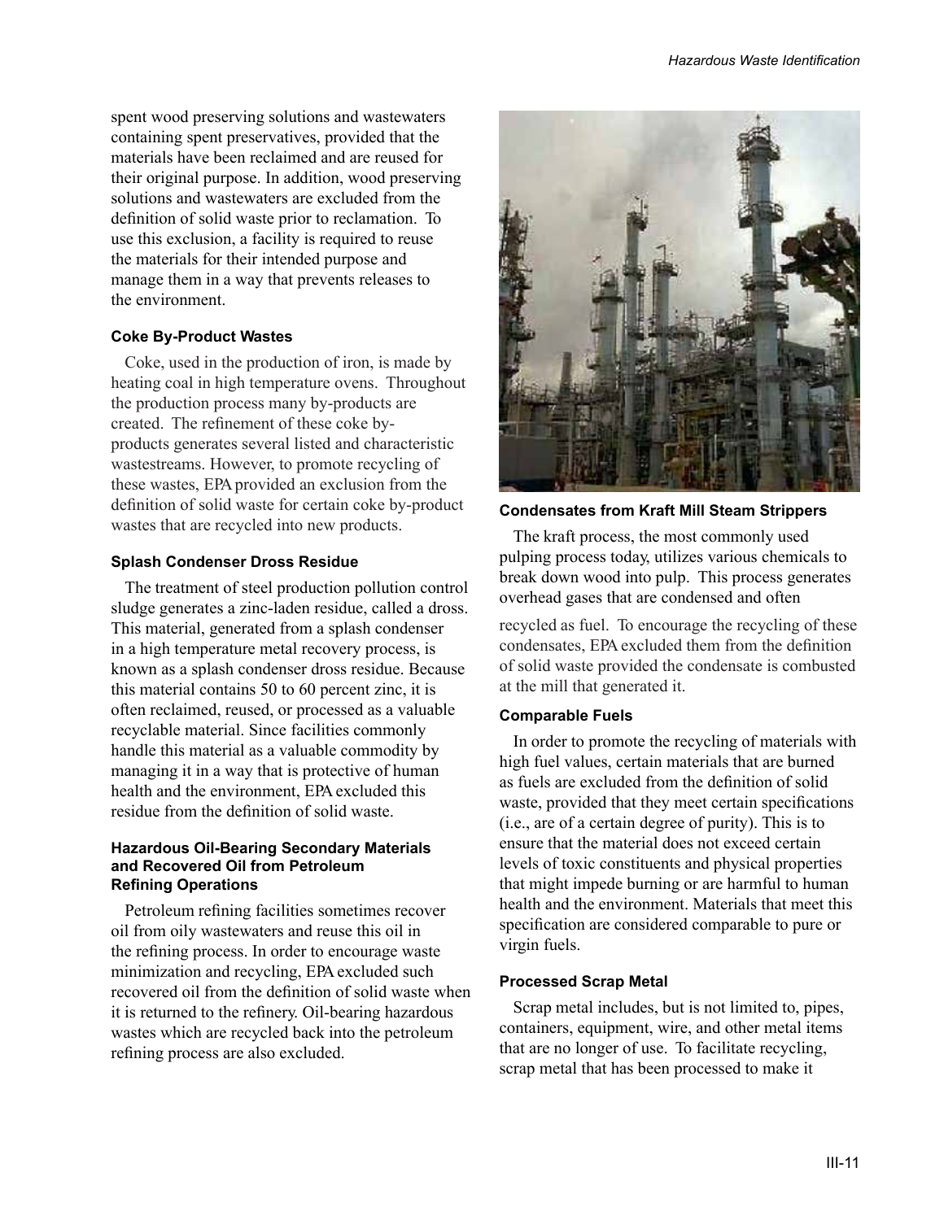spent wood preserving solutions and wastewaters containing spent preservatives, provided that the materials have been reclaimed and are reused for their original purpose. In addition, wood preserving solutions and wastewaters are excluded from the definition of solid waste prior to reclamation. To use this exclusion, a facility is required to reuse the materials for their intended purpose and manage them in a way that prevents releases to the environment.

#### Coke By-Product Wastes

Coke, used in the production of iron, is made by heating coal in high temperature ovens. Throughout the production process many by-products are created. The refinement of these coke by-products generates several listed and characteristic wastestreams. However, to promote recycling of these wastes, EPA provided an exclusion from the definition of solid waste for certain coke by-product wastes that are recycled into new products.

#### Splash Condenser Dross Residue

The treatment of steel production pollution control sludge generates a zinc-laden residue, called a dross. This material, generated from a splash condenser in a high temperature metal recovery process, is known as a splash condenser dross residue. Because this material contains 50 to 60 percent zinc, it is often reclaimed, reused, or processed as a valuable recyclable material. Since facilities commonly handle this material as a valuable commodity by managing it in a way that is protective of human health and the environment, EPA excluded this residue from the definition of solid waste.

#### Hazardous Oil-Bearing Secondary Materials and Recovered Oil from Petroleum Refining Operations

Petroleum refining facilities sometimes recover oil from oily wastewaters and reuse this oil in the refining process. In order to encourage waste minimization and recycling, EPA excluded such recovered oil from the definition of solid waste when it is returned to the refinery. Oil-bearing hazardous wastes which are recycled back into the petroleum refining process are also excluded.

#### Condensates from Kraft Mill Steam Strippers

The kraft process, the most commonly used pulping process today, utilizes various chemicals to break down wood into pulp. This process generates overhead gases that are condensed and often recycled as fuel. To encourage the recycling of these condensates, EPA excluded them from the definition of solid waste provided the condensate is combusted at the mill that generated it.

#### Comparable Fuels

In order to promote the recycling of materials with high fuel values, certain materials that are burned as fuels are excluded from the definition of solid waste, provided that they meet certain specifications (i.e., are of a certain degree of purity). This is to ensure that the material does not exceed certain levels of toxic constituents and physical properties that might impede burning or are harmful to human health and the environment. Materials that meet this specification are considered comparable to pure or virgin fuels.

#### Processed Scrap Metal

Scrap metal includes, but is not limited to, pipes, containers, equipment, wire, and other metal items that are no longer of use. To facilitate recycling, scrap metal that has been processed to make it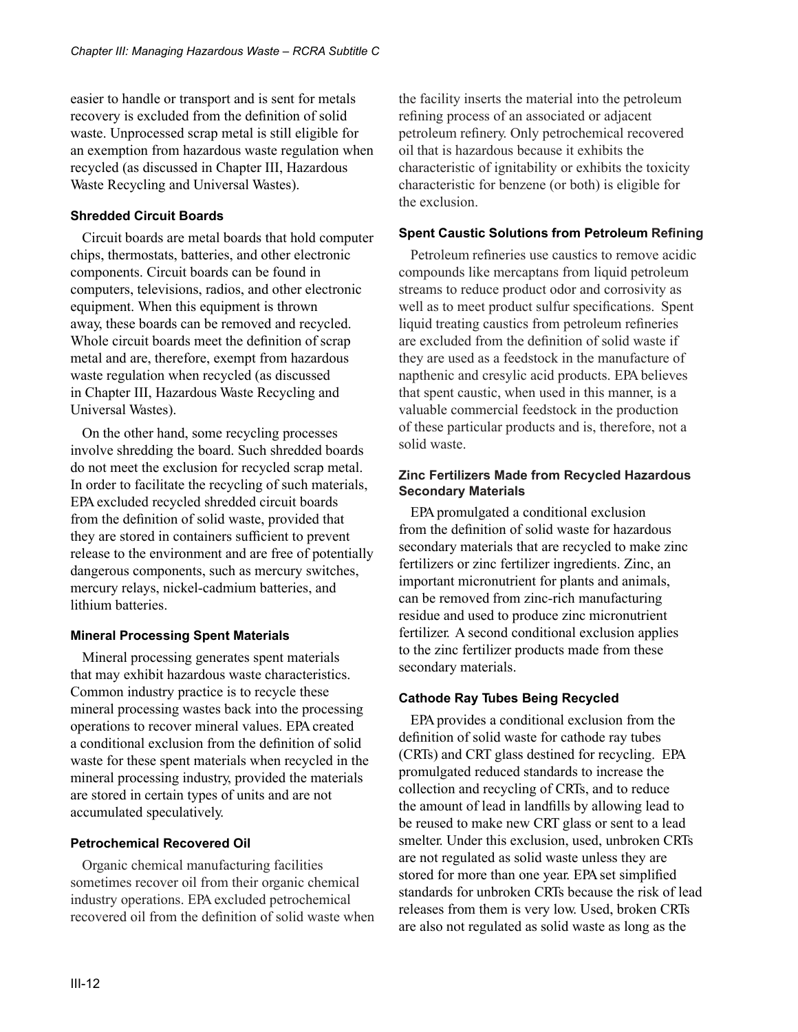easier to handle or transport and is sent for metals recovery is excluded from the definition of solid waste. Unprocessed scrap metal is still eligible for an exemption from hazardous waste regulation when recycled (as discussed in Chapter III, Hazardous Waste Recycling and Universal Wastes).

#### Shredded Circuit Boards

Circuit boards are metal boards that hold computer chips, thermostats, batteries, and other electronic components. Circuit boards can be found in computers, televisions, radios, and other electronic equipment. When this equipment is thrown away, these boards can be removed and recycled. Whole circuit boards meet the definition of scrap metal and are, therefore, exempt from hazardous waste regulation when recycled (as discussed in Chapter III, Hazardous Waste Recycling and Universal Wastes).

On the other hand, some recycling processes involve shredding the board. Such shredded boards do not meet the exclusion for recycled scrap metal. In order to facilitate the recycling of such materials, EPA excluded recycled shredded circuit boards from the definition of solid waste, provided that they are stored in containers sufficient to prevent release to the environment and are free of potentially dangerous components, such as mercury switches, mercury relays, nickel-cadmium batteries, and lithium batteries.

#### Mineral Processing Spent Materials

Mineral processing generates spent materials that may exhibit hazardous waste characteristics. Common industry practice is to recycle these mineral processing wastes back into the processing operations to recover mineral values. EPA created a conditional exclusion from the definition of solid waste for these spent materials when recycled in the mineral processing industry, provided the materials are stored in certain types of units and are not accumulated speculatively.

#### Petrochemical Recovered Oil

Organic chemical manufacturing facilities sometimes recover oil from their organic chemical industry operations. EPA excluded petrochemical recovered oil from the definition of solid waste when the facility inserts the material into the petroleum refining process of an associated or adjacent petroleum refinery. Only petrochemical recovered oil that is hazardous because it exhibits the characteristic of ignitability or exhibits the toxicity characteristic for benzene (or both) is eligible for the exclusion.

#### Spent Caustic Solutions from Petroleum Refining

Petroleum refineries use caustics to remove acidic compounds like mercaptans from liquid petroleum streams to reduce product odor and corrosivity as well as to meet product sulfur specifications. Spent liquid treating caustics from petroleum refineries are excluded from the definition of solid waste if they are used as a feedstock in the manufacture of napthenic and cresylic acid products. EPA believes that spent caustic, when used in this manner, is a valuable commercial feedstock in the production of these particular products and is, therefore, not a solid waste.

#### Zinc Fertilizers Made from Recycled Hazardous Secondary Materials

EPA promulgated a conditional exclusion from the definition of solid waste for hazardous secondary materials that are recycled to make zinc fertilizers or zinc fertilizer ingredients. Zinc, an important micronutrient for plants and animals, can be removed from zinc-rich manufacturing residue and used to produce zinc micronutrient fertilizer. A second conditional exclusion applies to the zinc fertilizer products made from these secondary materials.

#### Cathode Ray Tubes Being Recycled

EPA provides a conditional exclusion from the definition of solid waste for cathode ray tubes (CRTs) and CRT glass destined for recycling. EPA promulgated reduced standards to increase the collection and recycling of CRTs, and to reduce the amount of lead in landfills by allowing lead to be reused to make new CRT glass or sent to a lead smelter. Under this exclusion, used, unbroken CRTs are not regulated as solid waste unless they are stored for more than one year. EPA set simplified standards for unbroken CRTs because the risk of lead releases from them is very low. Used, broken CRTs are also not regulated as solid waste as long as the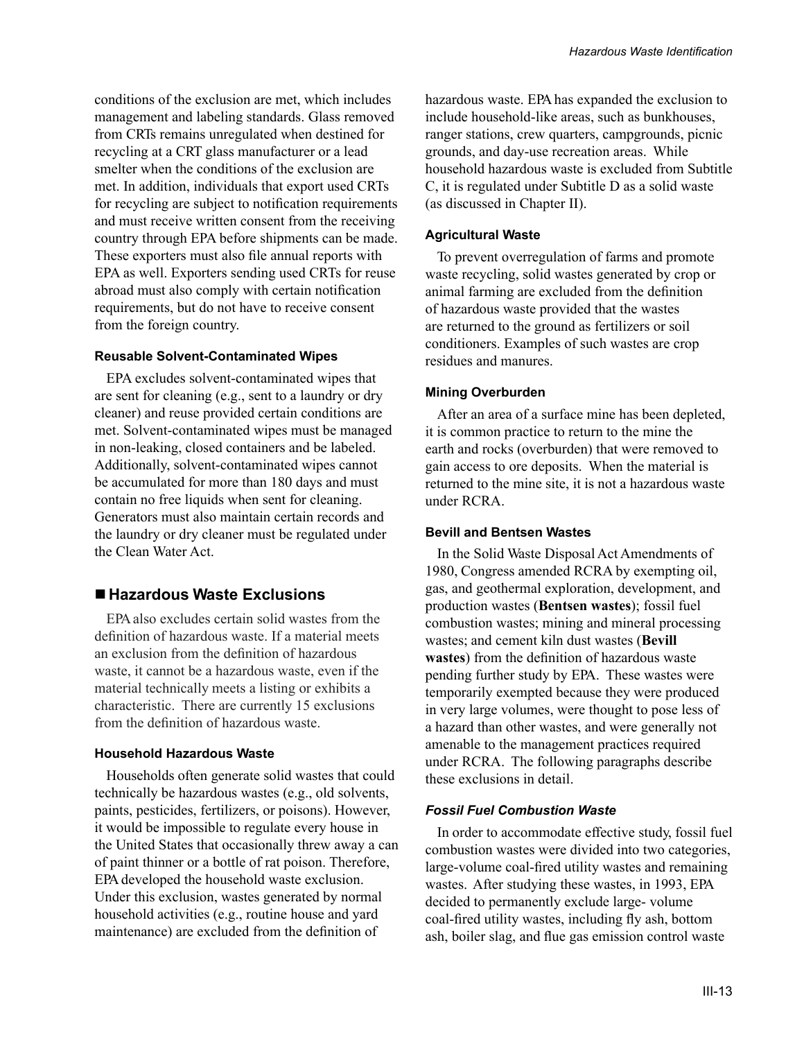conditions of the exclusion are met, which includes management and labeling standards. Glass removed from CRTs remains unregulated when destined for recycling at a CRT glass manufacturer or a lead smelter when the conditions of the exclusion are met. In addition, individuals that export used CRTs for recycling are subject to notification requirements and must receive written consent from the receiving country through EPA before shipments can be made. These exporters must also file annual reports with EPA as well. Exporters sending used CRTs for reuse abroad must also comply with certain notification requirements, but do not have to receive consent from the foreign country.

#### Reusable Solvent-Contaminated Wipes

EPA excludes solvent-contaminated wipes that are sent for cleaning (e.g., sent to a laundry or dry cleaner) and reuse provided certain conditions are met. Solvent-contaminated wipes must be managed in non-leaking, closed containers and be labeled. Additionally, solvent-contaminated wipes cannot be accumulated for more than 180 days and must contain no free liquids when sent for cleaning. Generators must also maintain certain records and the laundry or dry cleaner must be regulated under the Clean Water Act.

## ■ Hazardous Waste Exclusions

EPA also excludes certain solid wastes from the definition of hazardous waste. If a material meets an exclusion from the definition of hazardous waste, it cannot be a hazardous waste, even if the material technically meets a listing or exhibits a characteristic. There are currently 15 exclusions from the definition of hazardous waste.

#### Household Hazardous Waste

Households often generate solid wastes that could technically be hazardous wastes (e.g., old solvents, paints, pesticides, fertilizers, or poisons). However, it would be impossible to regulate every house in the United States that occasionally threw away a can of paint thinner or a bottle of rat poison. Therefore, EPA developed the household waste exclusion. Under this exclusion, wastes generated by normal household activities (e.g., routine house and yard maintenance) are excluded from the definition of hazardous waste. EPA has expanded the exclusion to include household-like areas, such as bunkhouses, ranger stations, crew quarters, campgrounds, picnic grounds, and day-use recreation areas. While household hazardous waste is excluded from Subtitle C, it is regulated under Subtitle D as a solid waste (as discussed in Chapter II).

#### Agricultural Waste

To prevent overregulation of farms and promote waste recycling, solid wastes generated by crop or animal farming are excluded from the definition of hazardous waste provided that the wastes are returned to the ground as fertilizers or soil conditioners. Examples of such wastes are crop residues and manures.

#### Mining Overburden

After an area of a surface mine has been depleted, it is common practice to return to the mine the earth and rocks (overburden) that were removed to gain access to ore deposits. When the material is returned to the mine site, it is not a hazardous waste under RCRA.

#### Bevill and Bentsen Wastes

In the Solid Waste Disposal Act Amendments of 1980, Congress amended RCRA by exempting oil, gas, and geothermal exploration, development, and production wastes (**Bentsen wastes**); fossil fuel combustion wastes; mining and mineral processing wastes; and cement kiln dust wastes (**Bevill wastes**) from the definition of hazardous waste pending further study by EPA. These wastes were temporarily exempted because they were produced in very large volumes, were thought to pose less of a hazard than other wastes, and were generally not amenable to the management practices required under RCRA. The following paragraphs describe these exclusions in detail.

#### *Fossil Fuel Combustion Waste*

In order to accommodate effective study, fossil fuel combustion wastes were divided into two categories, large-volume coal-fired utility wastes and remaining wastes. After studying these wastes, in 1993, EPA decided to permanently exclude large- volume coal-fired utility wastes, including fly ash, bottom ash, boiler slag, and flue gas emission control waste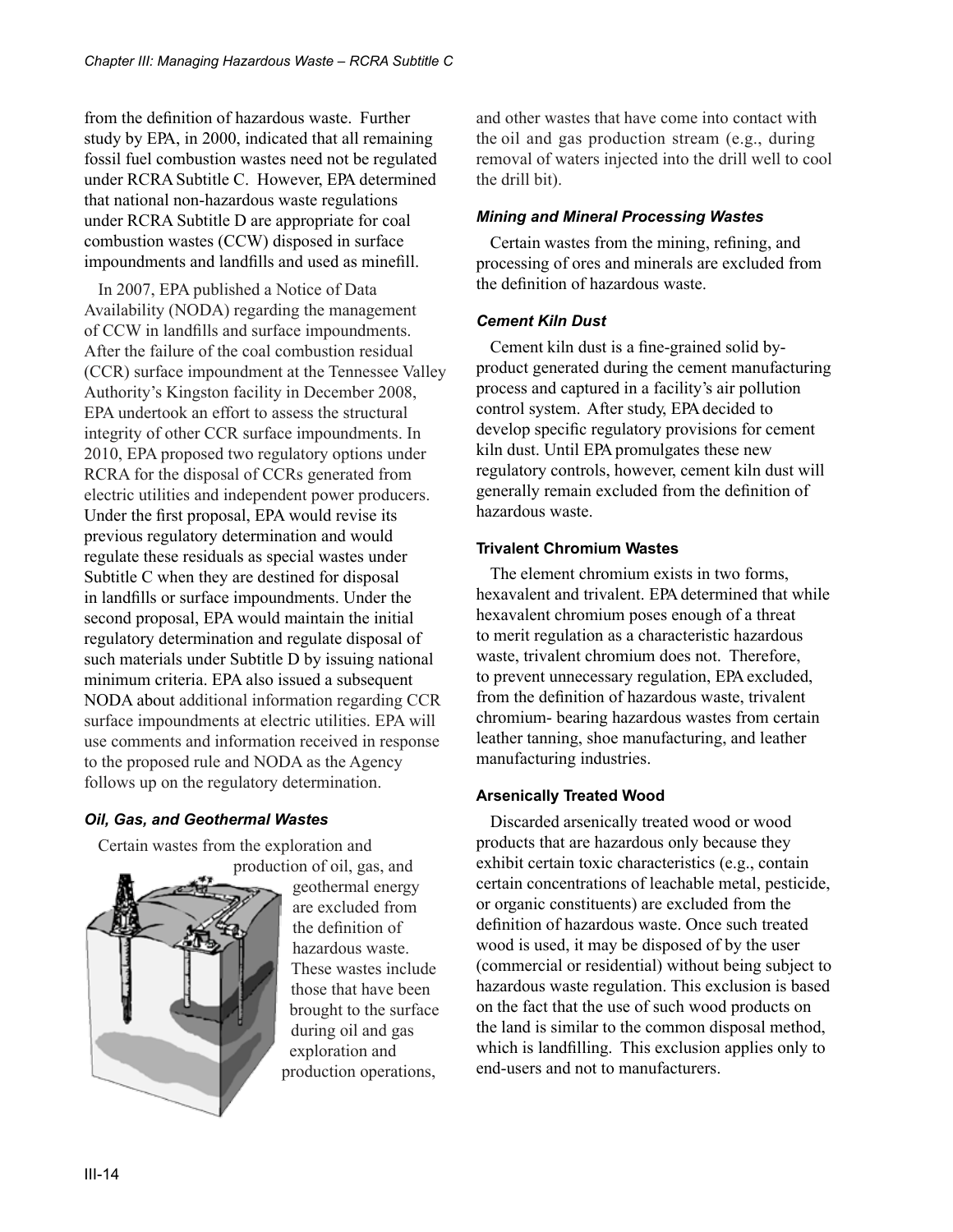from the definition of hazardous waste. Further study by EPA, in 2000, indicated that all remaining fossil fuel combustion wastes need not be regulated under RCRA Subtitle C. However, EPA determined that national non-hazardous waste regulations under RCRA Subtitle D are appropriate for coal combustion wastes (CCW) disposed in surface impoundments and landfills and used as minefill.

In 2007, EPA published a Notice of Data Availability (NODA) regarding the management of CCW in landfills and surface impoundments. After the failure of the coal combustion residual (CCR) surface impoundment at the Tennessee Valley Authority's Kingston facility in December 2008, EPA undertook an effort to assess the structural integrity of other CCR surface impoundments. In 2010, EPA proposed two regulatory options under RCRA for the disposal of CCRs generated from electric utilities and independent power producers. Under the first proposal, EPA would revise its previous regulatory determination and would regulate these residuals as special wastes under Subtitle C when they are destined for disposal in landfills or surface impoundments. Under the second proposal, EPA would maintain the initial regulatory determination and regulate disposal of such materials under Subtitle D by issuing national minimum criteria. EPA also issued a subsequent NODA about additional information regarding CCR surface impoundments at electric utilities. EPA will use comments and information received in response to the proposed rule and NODA as the Agency follows up on the regulatory determination.

#### *Oil, Gas, and Geothermal Wastes*

Certain wastes from the exploration and production of oil, gas, and geothermal energy are excluded from the definition of hazardous waste. These wastes include those that have been brought to the surface during oil and gas exploration and production operations, and other wastes that have come into contact with the oil and gas production stream (e.g., during removal of waters injected into the drill well to cool the drill bit).

#### *Mining and Mineral Processing Wastes*

Certain wastes from the mining, refining, and processing of ores and minerals are excluded from the definition of hazardous waste.

#### *Cement Kiln Dust*

Cement kiln dust is a fine-grained solid by-product generated during the cement manufacturing process and captured in a facility's air pollution control system. After study, EPA decided to develop specific regulatory provisions for cement kiln dust. Until EPA promulgates these new regulatory controls, however, cement kiln dust will generally remain excluded from the definition of hazardous waste.

#### **Trivalent Chromium Wastes**

The element chromium exists in two forms, hexavalent and trivalent. EPA determined that while hexavalent chromium poses enough of a threat to merit regulation as a characteristic hazardous waste, trivalent chromium does not. Therefore, to prevent unnecessary regulation, EPA excluded, from the definition of hazardous waste, trivalent chromium- bearing hazardous wastes from certain leather tanning, shoe manufacturing, and leather manufacturing industries.

#### **Arsenically Treated Wood**

Discarded arsenically treated wood or wood products that are hazardous only because they exhibit certain toxic characteristics (e.g., contain certain concentrations of leachable metal, pesticide, or organic constituents) are excluded from the definition of hazardous waste. Once such treated wood is used, it may be disposed of by the user (commercial or residential) without being subject to hazardous waste regulation. This exclusion is based on the fact that the use of such wood products on the land is similar to the common disposal method, which is landfilling. This exclusion applies only to end-users and not to manufacturers.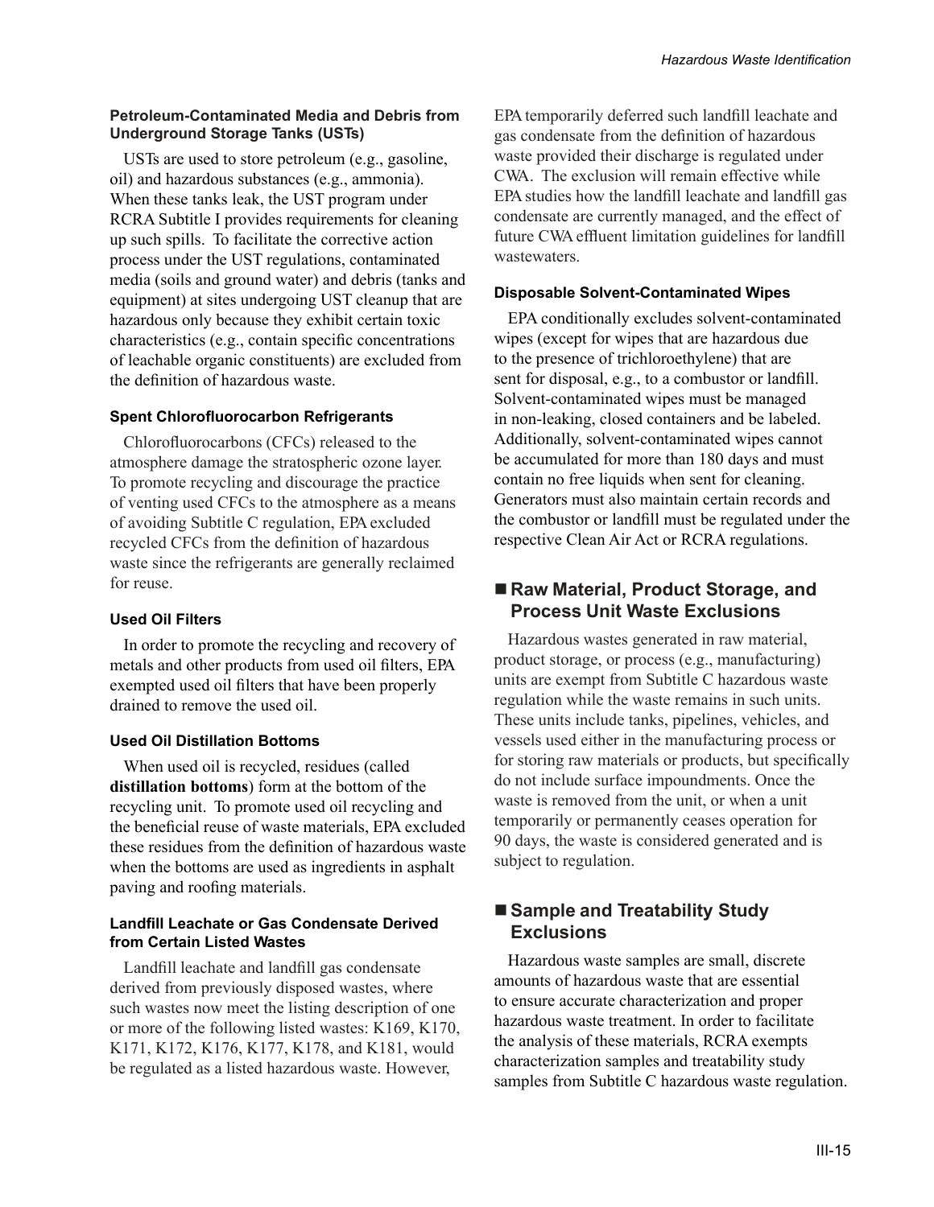#### Petroleum-Contaminated Media and Debris from Underground Storage Tanks (USTs)

USTs are used to store petroleum (e.g., gasoline, oil) and hazardous substances (e.g., ammonia). When these tanks leak, the UST program under RCRA Subtitle I provides requirements for cleaning up such spills. To facilitate the corrective action process under the UST regulations, contaminated media (soils and ground water) and debris (tanks and equipment) at sites undergoing UST cleanup that are hazardous only because they exhibit certain toxic characteristics (e.g., contain specific concentrations of leachable organic constituents) are excluded from the definition of hazardous waste.

#### Spent Chlorofluorocarbon Refrigerants

Chlorofluorocarbons (CFCs) released to the atmosphere damage the stratospheric ozone layer. To promote recycling and discourage the practice of venting used CFCs to the atmosphere as a means of avoiding Subtitle C regulation, EPA excluded recycled CFCs from the definition of hazardous waste since the refrigerants are generally reclaimed for reuse.

#### Used Oil Filters

In order to promote the recycling and recovery of metals and other products from used oil filters, EPA exempted used oil filters that have been properly drained to remove the used oil.

#### Used Oil Distillation Bottoms

When used oil is recycled, residues (called **distillation bottoms**) form at the bottom of the recycling unit. To promote used oil recycling and the beneficial reuse of waste materials, EPA excluded these residues from the definition of hazardous waste when the bottoms are used as ingredients in asphalt paving and roofing materials.

#### Landfill Leachate or Gas Condensate Derived from Certain Listed Wastes

Landfill leachate and landfill gas condensate derived from previously disposed wastes, where such wastes now meet the listing description of one or more of the following listed wastes: K169, K170, K171, K172, K176, K177, K178, and K181, would be regulated as a listed hazardous waste. However, EPA temporarily deferred such landfill leachate and gas condensate from the definition of hazardous waste provided their discharge is regulated under CWA. The exclusion will remain effective while EPA studies how the landfill leachate and landfill gas condensate are currently managed, and the effect of future CWA effluent limitation guidelines for landfill wastewaters.

#### Disposable Solvent-Contaminated Wipes

EPA conditionally excludes solvent-contaminated wipes (except for wipes that are hazardous due to the presence of trichloroethylene) that are sent for disposal, e.g., to a combustor or landfill. Solvent-contaminated wipes must be managed in non-leaking, closed containers and be labeled. Additionally, solvent-contaminated wipes cannot be accumulated for more than 180 days and must contain no free liquids when sent for cleaning. Generators must also maintain certain records and the combustor or landfill must be regulated under the respective Clean Air Act or RCRA regulations.

### ■ Raw Material, Product Storage, and Process Unit Waste Exclusions

Hazardous wastes generated in raw material, product storage, or process (e.g., manufacturing) units are exempt from Subtitle C hazardous waste regulation while the waste remains in such units. These units include tanks, pipelines, vehicles, and vessels used either in the manufacturing process or for storing raw materials or products, but specifically do not include surface impoundments. Once the waste is removed from the unit, or when a unit temporarily or permanently ceases operation for 90 days, the waste is considered generated and is subject to regulation.

### ■ Sample and Treatability Study Exclusions

Hazardous waste samples are small, discrete amounts of hazardous waste that are essential to ensure accurate characterization and proper hazardous waste treatment. In order to facilitate the analysis of these materials, RCRA exempts characterization samples and treatability study samples from Subtitle C hazardous waste regulation.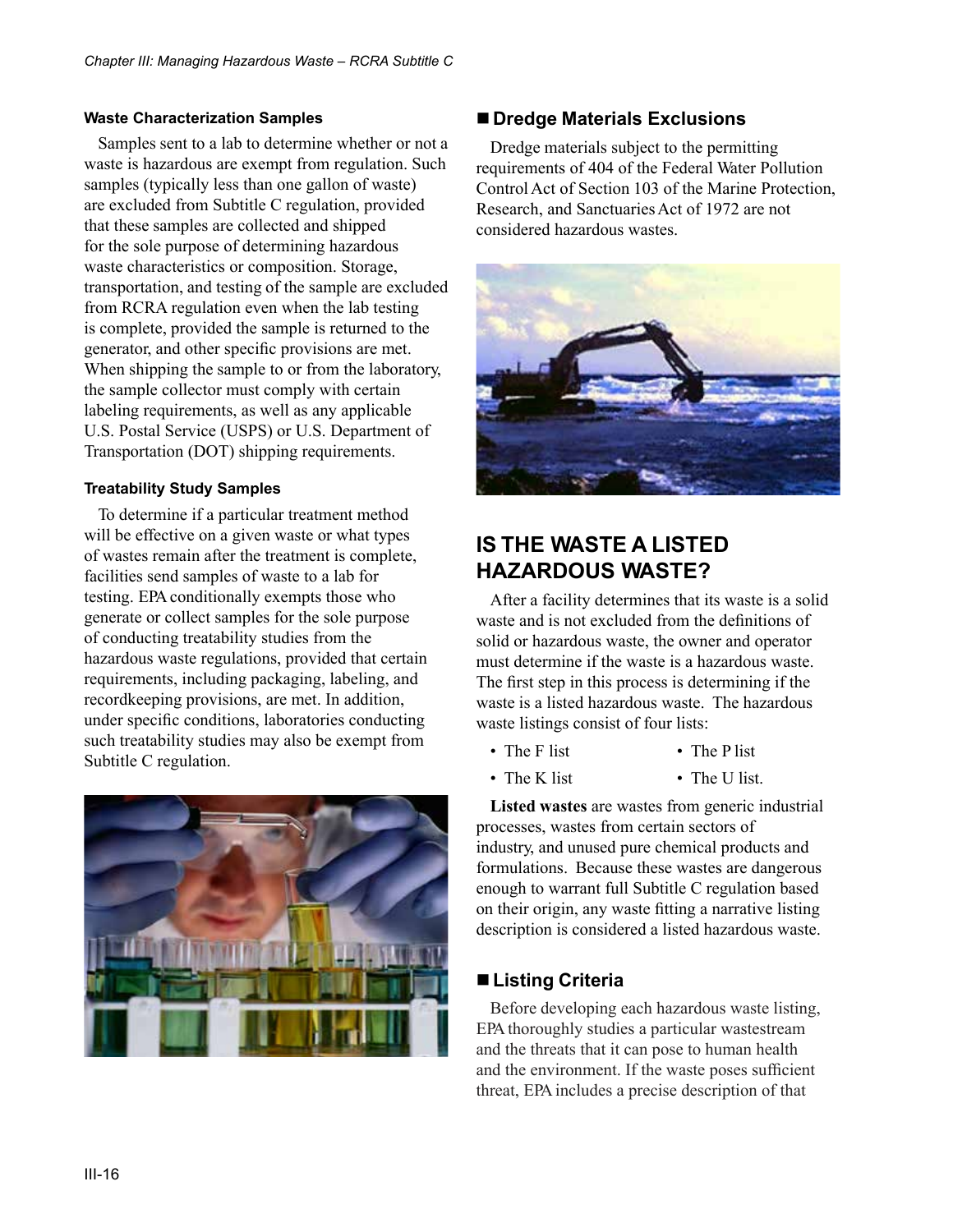#### Waste Characterization Samples

Samples sent to a lab to determine whether or not a waste is hazardous are exempt from regulation. Such samples (typically less than one gallon of waste) are excluded from Subtitle C regulation, provided that these samples are collected and shipped for the sole purpose of determining hazardous waste characteristics or composition. Storage, transportation, and testing of the sample are excluded from RCRA regulation even when the lab testing is complete, provided the sample is returned to the generator, and other specific provisions are met. When shipping the sample to or from the laboratory, the sample collector must comply with certain labeling requirements, as well as any applicable U.S. Postal Service (USPS) or U.S. Department of Transportation (DOT) shipping requirements.

#### Treatability Study Samples

To determine if a particular treatment method will be effective on a given waste or what types of wastes remain after the treatment is complete, facilities send samples of waste to a lab for testing. EPA conditionally exempts those who generate or collect samples for the sole purpose of conducting treatability studies from the hazardous waste regulations, provided that certain requirements, including packaging, labeling, and recordkeeping provisions, are met. In addition, under specific conditions, laboratories conducting such treatability studies may also be exempt from Subtitle C regulation.

### ■ Dredge Materials Exclusions

Dredge materials subject to the permitting requirements of 404 of the Federal Water Pollution Control Act of Section 103 of the Marine Protection, Research, and Sanctuaries Act of 1972 are not considered hazardous wastes.

## IS THE WASTE A LISTED HAZARDOUS WASTE?

After a facility determines that its waste is a solid waste and is not excluded from the definitions of solid or hazardous waste, the owner and operator must determine if the waste is a hazardous waste. The first step in this process is determining if the waste is a listed hazardous waste. The hazardous waste listings consist of four lists:

- The F list
- The K list
- The P list
- The U list.

**Listed wastes** are wastes from generic industrial processes, wastes from certain sectors of industry, and unused pure chemical products and formulations. Because these wastes are dangerous enough to warrant full Subtitle C regulation based on their origin, any waste fitting a narrative listing description is considered a listed hazardous waste.

### ■ Listing Criteria

Before developing each hazardous waste listing, EPA thoroughly studies a particular wastestream and the threats that it can pose to human health and the environment. If the waste poses sufficient threat, EPA includes a precise description of that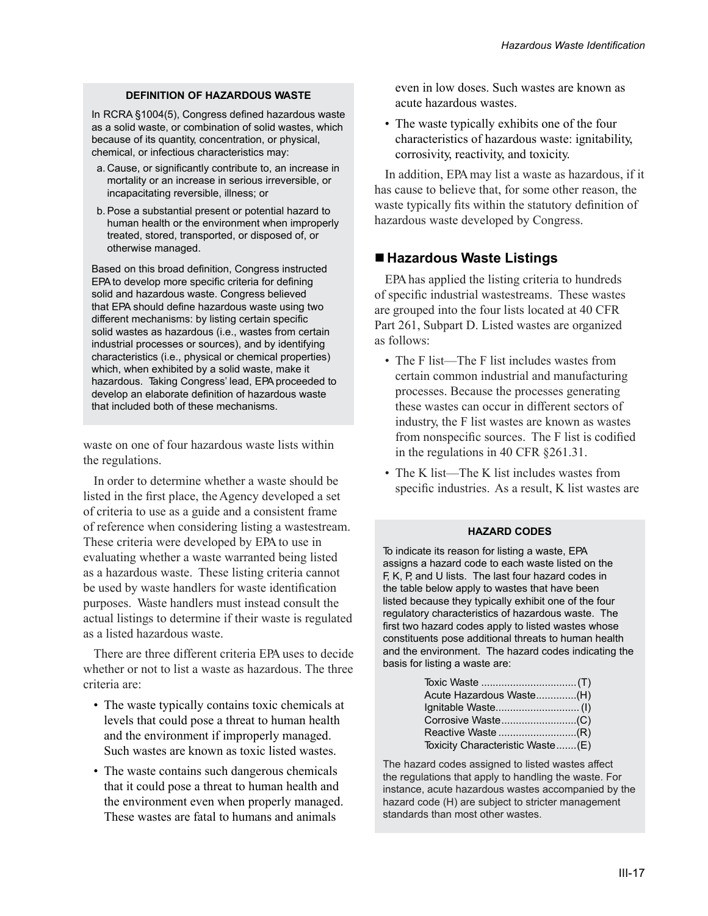**DEFINITION OF HAZARDOUS WASTE**

In RCRA §1004(5), Congress defined hazardous waste as a solid waste, or combination of solid wastes, which because of its quantity, concentration, or physical, chemical, or infectious characteristics may:

a. Cause, or significantly contribute to, an increase in mortality or an increase in serious irreversible, or incapacitating reversible, illness; or

b. Pose a substantial present or potential hazard to human health or the environment when improperly treated, stored, transported, or disposed of, or otherwise managed.

Based on this broad definition, Congress instructed EPA to develop more specific criteria for defining solid and hazardous waste. Congress believed that EPA should define hazardous waste using two different mechanisms: by listing certain specific solid wastes as hazardous (i.e., wastes from certain industrial processes or sources), and by identifying characteristics (i.e., physical or chemical properties) which, when exhibited by a solid waste, make it hazardous. Taking Congress' lead, EPA proceeded to develop an elaborate definition of hazardous waste that included both of these mechanisms.

waste on one of four hazardous waste lists within the regulations.

In order to determine whether a waste should be listed in the first place, the Agency developed a set of criteria to use as a guide and a consistent frame of reference when considering listing a wastestream. These criteria were developed by EPA to use in evaluating whether a waste warranted being listed as a hazardous waste. These listing criteria cannot be used by waste handlers for waste identification purposes. Waste handlers must instead consult the actual listings to determine if their waste is regulated as a listed hazardous waste.

There are three different criteria EPA uses to decide whether or not to list a waste as hazardous. The three criteria are:

- The waste typically contains toxic chemicals at levels that could pose a threat to human health and the environment if improperly managed. Such wastes are known as toxic listed wastes.
- The waste contains such dangerous chemicals that it could pose a threat to human health and the environment even when properly managed. These wastes are fatal to humans and animals even in low doses. Such wastes are known as acute hazardous wastes.
- The waste typically exhibits one of the four characteristics of hazardous waste: ignitability, corrosivity, reactivity, and toxicity.

In addition, EPA may list a waste as hazardous, if it has cause to believe that, for some other reason, the waste typically fits within the statutory definition of hazardous waste developed by Congress.

## Hazardous Waste Listings

EPA has applied the listing criteria to hundreds of specific industrial wastestreams. These wastes are grouped into the four lists located at 40 CFR Part 261, Subpart D. Listed wastes are organized as follows:

- The F list—The F list includes wastes from certain common industrial and manufacturing processes. Because the processes generating these wastes can occur in different sectors of industry, the F list wastes are known as wastes from nonspecific sources. The F list is codified in the regulations in 40 CFR §261.31.
- The K list—The K list includes wastes from specific industries. As a result, K list wastes are

**HAZARD CODES**

To indicate its reason for listing a waste, EPA assigns a hazard code to each waste listed on the F, K, P, and U lists. The last four hazard codes in the table below apply to wastes that have been listed because they typically exhibit one of the four regulatory characteristics of hazardous waste. The first two hazard codes apply to listed wastes whose constituents pose additional threats to human health and the environment. The hazard codes indicating the basis for listing a waste are:

| | |
|---|---|
| Toxic Waste | (T) |
| Acute Hazardous Waste | (H) |
| Ignitable Waste | (I) |
| Corrosive Waste | (C) |
| Reactive Waste | (R) |
| Toxicity Characteristic Waste | (E) |

The hazard codes assigned to listed wastes affect the regulations that apply to handling the waste. For instance, acute hazardous wastes accompanied by the hazard code (H) are subject to stricter management standards than most other wastes.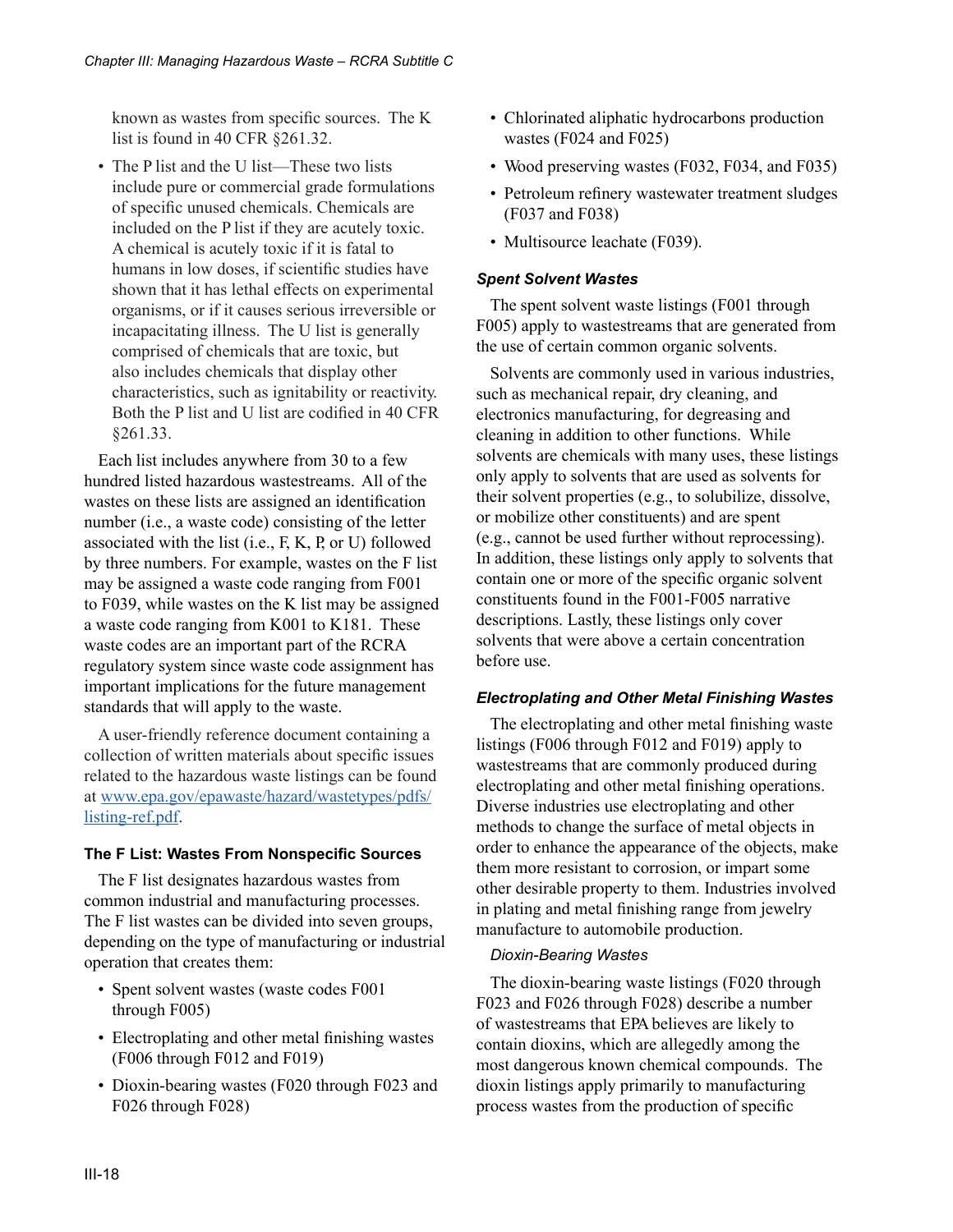known as wastes from specific sources. The K list is found in 40 CFR §261.32.

- The P list and the U list—These two lists include pure or commercial grade formulations of specific unused chemicals. Chemicals are included on the P list if they are acutely toxic. A chemical is acutely toxic if it is fatal to humans in low doses, if scientific studies have shown that it has lethal effects on experimental organisms, or if it causes serious irreversible or incapacitating illness. The U list is generally comprised of chemicals that are toxic, but also includes chemicals that display other characteristics, such as ignitability or reactivity. Both the P list and U list are codified in 40 CFR §261.33.

Each list includes anywhere from 30 to a few hundred listed hazardous wastestreams. All of the wastes on these lists are assigned an identification number (i.e., a waste code) consisting of the letter associated with the list (i.e., F, K, P, or U) followed by three numbers. For example, wastes on the F list may be assigned a waste code ranging from F001 to F039, while wastes on the K list may be assigned a waste code ranging from K001 to K181. These waste codes are an important part of the RCRA regulatory system since waste code assignment has important implications for the future management standards that will apply to the waste.

A user-friendly reference document containing a collection of written materials about specific issues related to the hazardous waste listings can be found at [www.epa.gov/epawaste/hazard/wastetypes/pdfs/listing-ref.pdf](www.epa.gov/epawaste/hazard/wastetypes/pdfs/listing-ref.pdf).

### The F List: Wastes From Nonspecific Sources

The F list designates hazardous wastes from common industrial and manufacturing processes. The F list wastes can be divided into seven groups, depending on the type of manufacturing or industrial operation that creates them:

- Spent solvent wastes (waste codes F001 through F005)
- Electroplating and other metal finishing wastes (F006 through F012 and F019)
- Dioxin-bearing wastes (F020 through F023 and F026 through F028)
- Chlorinated aliphatic hydrocarbons production wastes (F024 and F025)
- Wood preserving wastes (F032, F034, and F035)
- Petroleum refinery wastewater treatment sludges (F037 and F038)
- Multisource leachate (F039).

#### *Spent Solvent Wastes*

The spent solvent waste listings (F001 through F005) apply to wastestreams that are generated from the use of certain common organic solvents.

Solvents are commonly used in various industries, such as mechanical repair, dry cleaning, and electronics manufacturing, for degreasing and cleaning in addition to other functions. While solvents are chemicals with many uses, these listings only apply to solvents that are used as solvents for their solvent properties (e.g., to solubilize, dissolve, or mobilize other constituents) and are spent (e.g., cannot be used further without reprocessing). In addition, these listings only apply to solvents that contain one or more of the specific organic solvent constituents found in the F001-F005 narrative descriptions. Lastly, these listings only cover solvents that were above a certain concentration before use.

#### *Electroplating and Other Metal Finishing Wastes*

The electroplating and other metal finishing waste listings (F006 through F012 and F019) apply to wastestreams that are commonly produced during electroplating and other metal finishing operations. Diverse industries use electroplating and other methods to change the surface of metal objects in order to enhance the appearance of the objects, make them more resistant to corrosion, or impart some other desirable property to them. Industries involved in plating and metal finishing range from jewelry manufacture to automobile production.

*Dioxin-Bearing Wastes*

The dioxin-bearing waste listings (F020 through F023 and F026 through F028) describe a number of wastestreams that EPA believes are likely to contain dioxins, which are allegedly among the most dangerous known chemical compounds. The dioxin listings apply primarily to manufacturing process wastes from the production of specific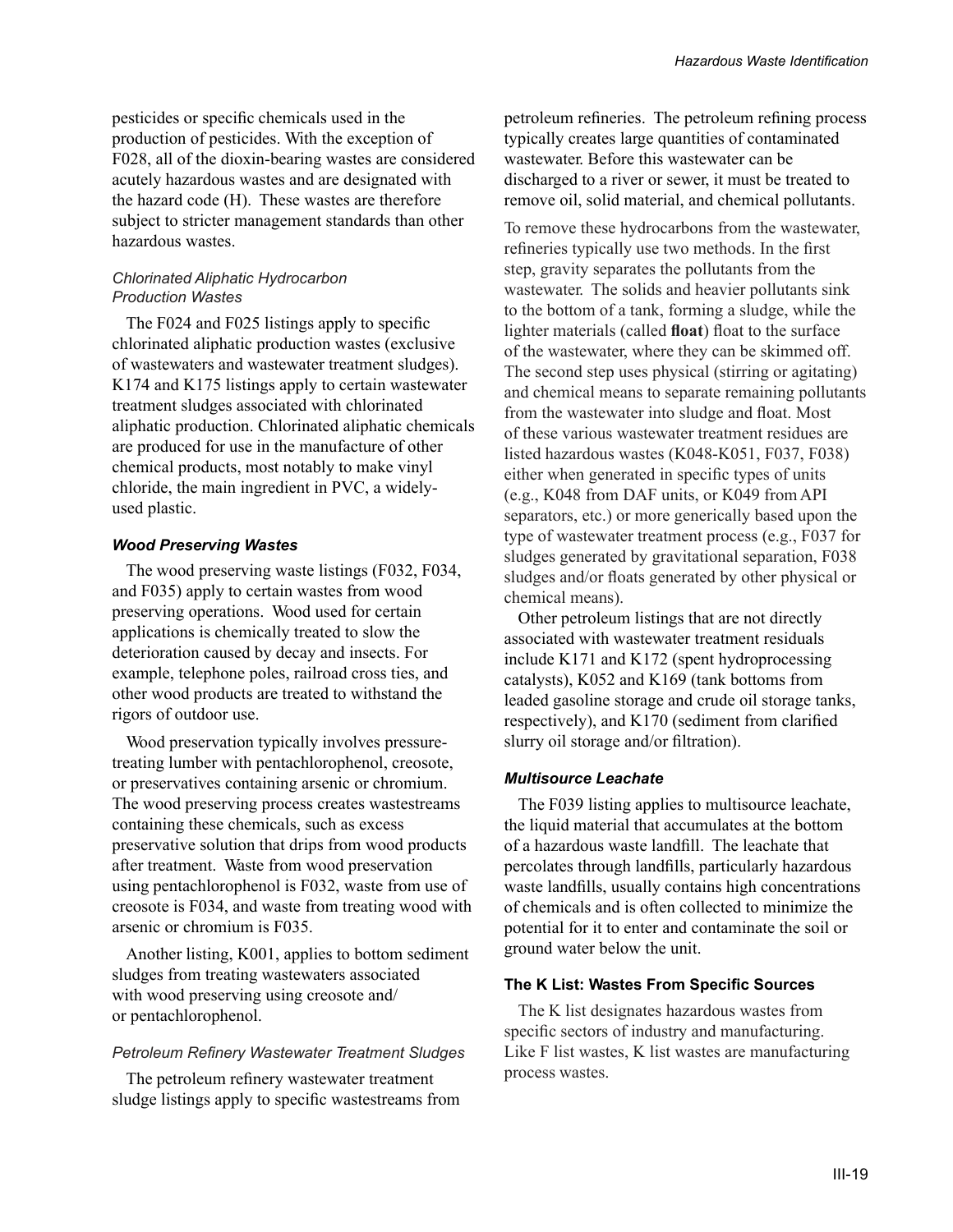pesticides or specific chemicals used in the production of pesticides. With the exception of F028, all of the dioxin-bearing wastes are considered acutely hazardous wastes and are designated with the hazard code (H). These wastes are therefore subject to stricter management standards than other hazardous wastes.

*Chlorinated Aliphatic Hydrocarbon Production Wastes*

The F024 and F025 listings apply to specific chlorinated aliphatic production wastes (exclusive of wastewaters and wastewater treatment sludges). K174 and K175 listings apply to certain wastewater treatment sludges associated with chlorinated aliphatic production. Chlorinated aliphatic chemicals are produced for use in the manufacture of other chemical products, most notably to make vinyl chloride, the main ingredient in PVC, a widely-used plastic.

### *Wood Preserving Wastes*

The wood preserving waste listings (F032, F034, and F035) apply to certain wastes from wood preserving operations. Wood used for certain applications is chemically treated to slow the deterioration caused by decay and insects. For example, telephone poles, railroad cross ties, and other wood products are treated to withstand the rigors of outdoor use.

Wood preservation typically involves pressure-treating lumber with pentachlorophenol, creosote, or preservatives containing arsenic or chromium. The wood preserving process creates wastestreams containing these chemicals, such as excess preservative solution that drips from wood products after treatment. Waste from wood preservation using pentachlorophenol is F032, waste from use of creosote is F034, and waste from treating wood with arsenic or chromium is F035.

Another listing, K001, applies to bottom sediment sludges from treating wastewaters associated with wood preserving using creosote and/or pentachlorophenol.

*Petroleum Refinery Wastewater Treatment Sludges*

The petroleum refinery wastewater treatment sludge listings apply to specific wastestreams from petroleum refineries. The petroleum refining process typically creates large quantities of contaminated wastewater. Before this wastewater can be discharged to a river or sewer, it must be treated to remove oil, solid material, and chemical pollutants.

To remove these hydrocarbons from the wastewater, refineries typically use two methods. In the first step, gravity separates the pollutants from the wastewater. The solids and heavier pollutants sink to the bottom of a tank, forming a sludge, while the lighter materials (called **float**) float to the surface of the wastewater, where they can be skimmed off. The second step uses physical (stirring or agitating) and chemical means to separate remaining pollutants from the wastewater into sludge and float. Most of these various wastewater treatment residues are listed hazardous wastes (K048-K051, F037, F038) either when generated in specific types of units (e.g., K048 from DAF units, or K049 from API separators, etc.) or more generically based upon the type of wastewater treatment process (e.g., F037 for sludges generated by gravitational separation, F038 sludges and/or floats generated by other physical or chemical means).

Other petroleum listings that are not directly associated with wastewater treatment residuals include K171 and K172 (spent hydroprocessing catalysts), K052 and K169 (tank bottoms from leaded gasoline storage and crude oil storage tanks, respectively), and K170 (sediment from clarified slurry oil storage and/or filtration).

### *Multisource Leachate*

The F039 listing applies to multisource leachate, the liquid material that accumulates at the bottom of a hazardous waste landfill. The leachate that percolates through landfills, particularly hazardous waste landfills, usually contains high concentrations of chemicals and is often collected to minimize the potential for it to enter and contaminate the soil or ground water below the unit.

### The K List: Wastes From Specific Sources

The K list designates hazardous wastes from specific sectors of industry and manufacturing. Like F list wastes, K list wastes are manufacturing process wastes.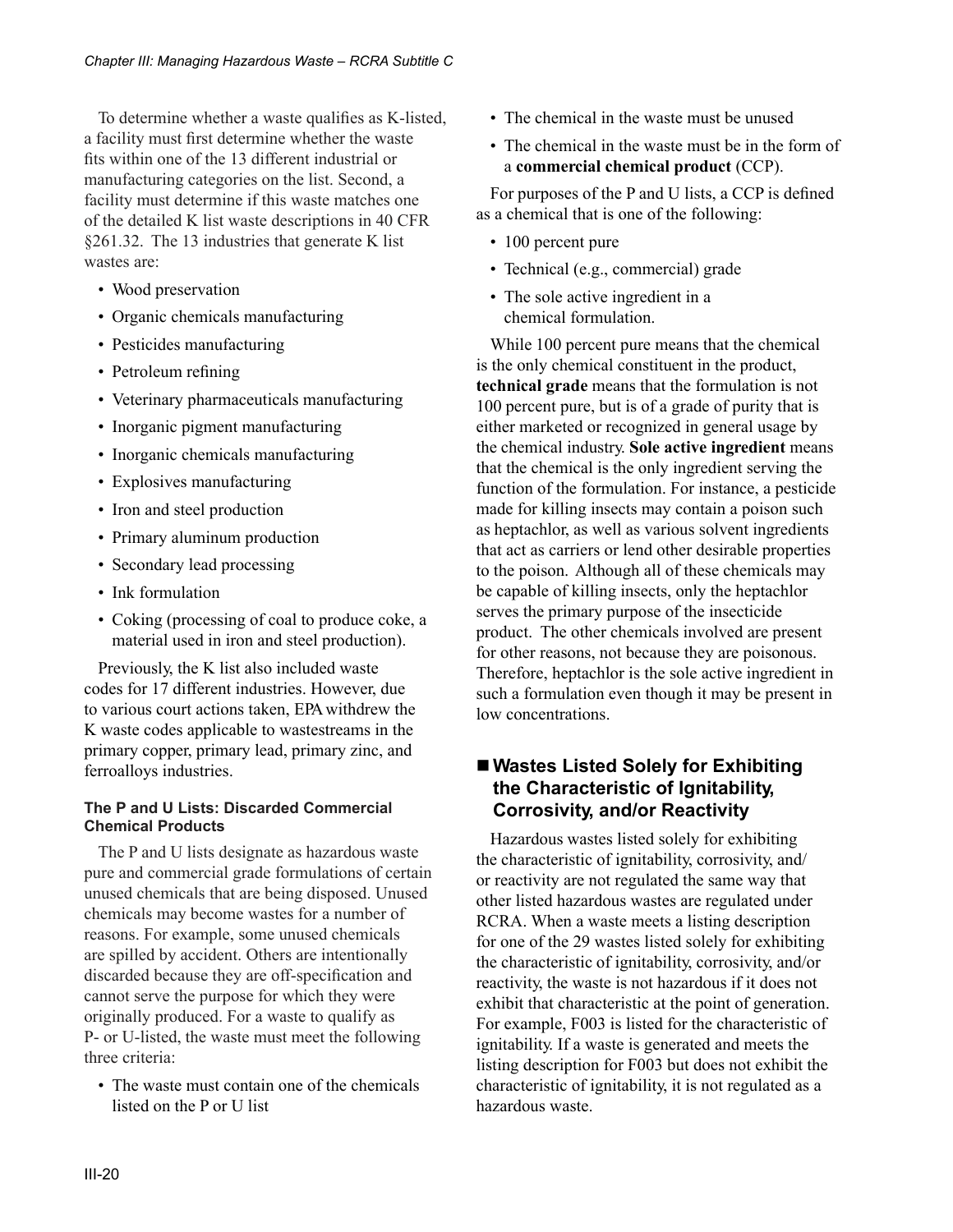To determine whether a waste qualifies as K-listed, a facility must first determine whether the waste fits within one of the 13 different industrial or manufacturing categories on the list. Second, a facility must determine if this waste matches one of the detailed K list waste descriptions in 40 CFR §261.32. The 13 industries that generate K list wastes are:

- Wood preservation
- Organic chemicals manufacturing
- Pesticides manufacturing
- Petroleum refining
- Veterinary pharmaceuticals manufacturing
- Inorganic pigment manufacturing
- Inorganic chemicals manufacturing
- Explosives manufacturing
- Iron and steel production
- Primary aluminum production
- Secondary lead processing
- Ink formulation
- Coking (processing of coal to produce coke, a material used in iron and steel production).

Previously, the K list also included waste codes for 17 different industries. However, due to various court actions taken, EPA withdrew the K waste codes applicable to wastestreams in the primary copper, primary lead, primary zinc, and ferroalloys industries.

#### The P and U Lists: Discarded Commercial Chemical Products

The P and U lists designate as hazardous waste pure and commercial grade formulations of certain unused chemicals that are being disposed. Unused chemicals may become wastes for a number of reasons. For example, some unused chemicals are spilled by accident. Others are intentionally discarded because they are off-specification and cannot serve the purpose for which they were originally produced. For a waste to qualify as P- or U-listed, the waste must meet the following three criteria:

- The waste must contain one of the chemicals listed on the P or U list
- The chemical in the waste must be unused
- The chemical in the waste must be in the form of a **commercial chemical product** (CCP).

For purposes of the P and U lists, a CCP is defined as a chemical that is one of the following:

- 100 percent pure
- Technical (e.g., commercial) grade
- The sole active ingredient in a chemical formulation.

While 100 percent pure means that the chemical is the only chemical constituent in the product, **technical grade** means that the formulation is not 100 percent pure, but is of a grade of purity that is either marketed or recognized in general usage by the chemical industry. **Sole active ingredient** means that the chemical is the only ingredient serving the function of the formulation. For instance, a pesticide made for killing insects may contain a poison such as heptachlor, as well as various solvent ingredients that act as carriers or lend other desirable properties to the poison. Although all of these chemicals may be capable of killing insects, only the heptachlor serves the primary purpose of the insecticide product. The other chemicals involved are present for other reasons, not because they are poisonous. Therefore, heptachlor is the sole active ingredient in such a formulation even though it may be present in low concentrations.

### ■ Wastes Listed Solely for Exhibiting the Characteristic of Ignitability, Corrosivity, and/or Reactivity

Hazardous wastes listed solely for exhibiting the characteristic of ignitability, corrosivity, and/or reactivity are not regulated the same way that other listed hazardous wastes are regulated under RCRA. When a waste meets a listing description for one of the 29 wastes listed solely for exhibiting the characteristic of ignitability, corrosivity, and/or reactivity, the waste is not hazardous if it does not exhibit that characteristic at the point of generation. For example, F003 is listed for the characteristic of ignitability. If a waste is generated and meets the listing description for F003 but does not exhibit the characteristic of ignitability, it is not regulated as a hazardous waste.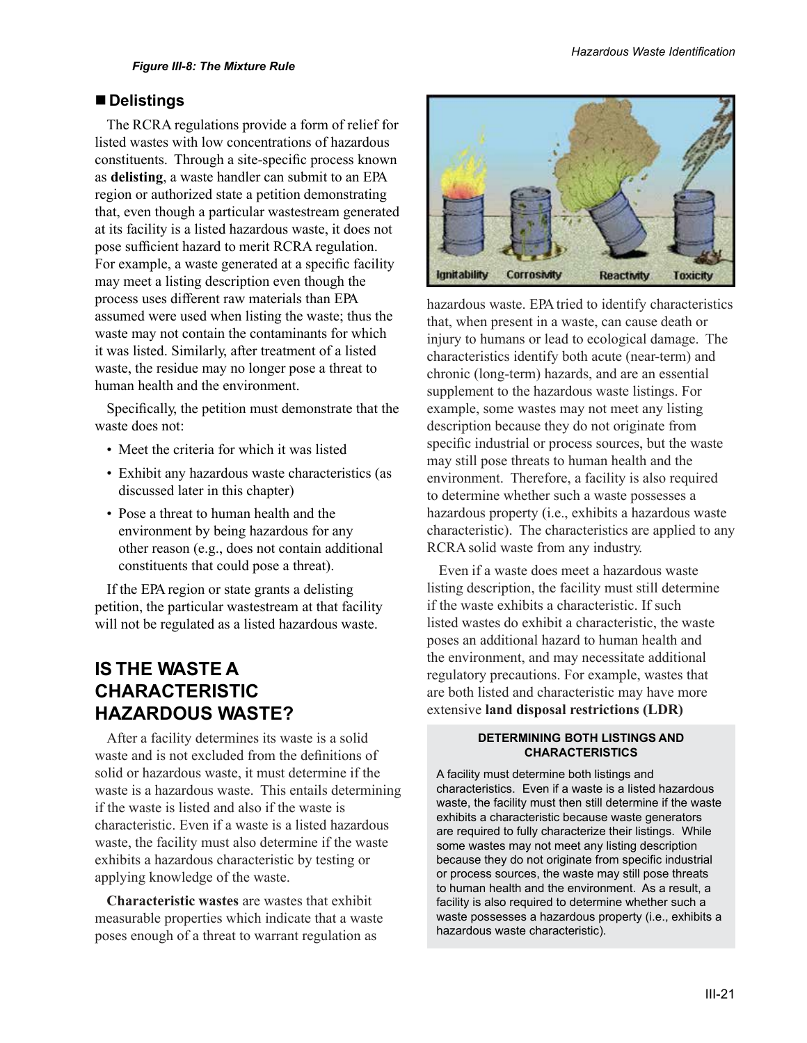*Figure III-8: The Mixture Rule*

## ■ Delistings

The RCRA regulations provide a form of relief for listed wastes with low concentrations of hazardous constituents. Through a site-specific process known as **delisting**, a waste handler can submit to an EPA region or authorized state a petition demonstrating that, even though a particular wastestream generated at its facility is a listed hazardous waste, it does not pose sufficient hazard to merit RCRA regulation. For example, a waste generated at a specific facility may meet a listing description even though the process uses different raw materials than EPA assumed were used when listing the waste; thus the waste may not contain the contaminants for which it was listed. Similarly, after treatment of a listed waste, the residue may no longer pose a threat to human health and the environment.

Specifically, the petition must demonstrate that the waste does not:

- Meet the criteria for which it was listed
- Exhibit any hazardous waste characteristics (as discussed later in this chapter)
- Pose a threat to human health and the environment by being hazardous for any other reason (e.g., does not contain additional constituents that could pose a threat).

If the EPA region or state grants a delisting petition, the particular wastestream at that facility will not be regulated as a listed hazardous waste.

# IS THE WASTE A CHARACTERISTIC HAZARDOUS WASTE?

After a facility determines its waste is a solid waste and is not excluded from the definitions of solid or hazardous waste, it must determine if the waste is a hazardous waste. This entails determining if the waste is listed and also if the waste is characteristic. Even if a waste is a listed hazardous waste, the facility must also determine if the waste exhibits a hazardous characteristic by testing or applying knowledge of the waste.

**Characteristic wastes** are wastes that exhibit measurable properties which indicate that a waste poses enough of a threat to warrant regulation as hazardous waste. EPA tried to identify characteristics that, when present in a waste, can cause death or injury to humans or lead to ecological damage. The characteristics identify both acute (near-term) and chronic (long-term) hazards, and are an essential supplement to the hazardous waste listings. For example, some wastes may not meet any listing description because they do not originate from specific industrial or process sources, but the waste may still pose threats to human health and the environment. Therefore, a facility is also required to determine whether such a waste possesses a hazardous property (i.e., exhibits a hazardous waste characteristic). The characteristics are applied to any RCRA solid waste from any industry.

Even if a waste does meet a hazardous waste listing description, the facility must still determine if the waste exhibits a characteristic. If such listed wastes do exhibit a characteristic, the waste poses an additional hazard to human health and the environment, and may necessitate additional regulatory precautions. For example, wastes that are both listed and characteristic may have more extensive **land disposal restrictions (LDR)**

**DETERMINING BOTH LISTINGS AND CHARACTERISTICS**

A facility must determine both listings and characteristics. Even if a waste is a listed hazardous waste, the facility must then still determine if the waste exhibits a characteristic because waste generators are required to fully characterize their listings. While some wastes may not meet any listing description because they do not originate from specific industrial or process sources, the waste may still pose threats to human health and the environment. As a result, a facility is also required to determine whether such a waste possesses a hazardous property (i.e., exhibits a hazardous waste characteristic).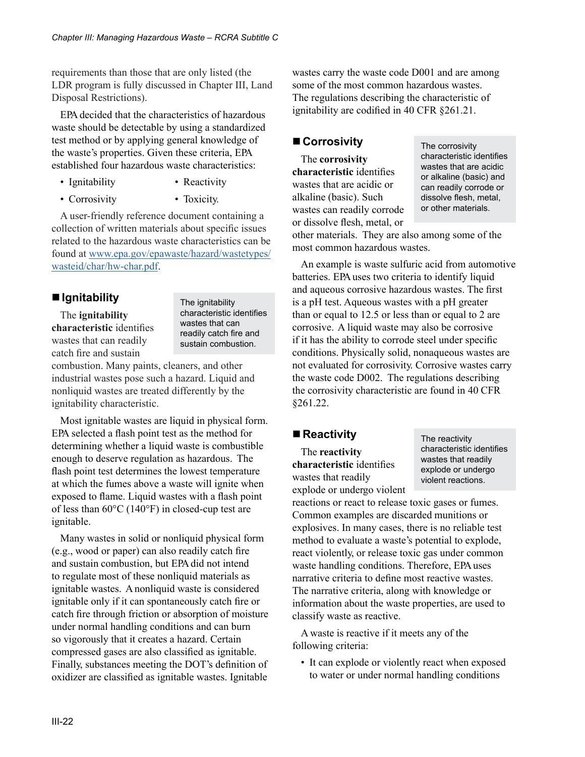requirements than those that are only listed (the LDR program is fully discussed in Chapter III, Land Disposal Restrictions).

EPA decided that the characteristics of hazardous waste should be detectable by using a standardized test method or by applying general knowledge of the waste's properties. Given these criteria, EPA established four hazardous waste characteristics:

- Ignitability
- Corrosivity
- Reactivity
- Toxicity.

A user-friendly reference document containing a collection of written materials about specific issues related to the hazardous waste characteristics can be found at [www.epa.gov/epawaste/hazard/wastetypes/wasteid/char/hw-char.pdf](www.epa.gov/epawaste/hazard/wastetypes/wasteid/char/hw-char.pdf).

## Ignitability

> The ignitability characteristic identifies wastes that can readily catch fire and sustain combustion.

The **ignitability characteristic** identifies wastes that can readily catch fire and sustain combustion. Many paints, cleaners, and other industrial wastes pose such a hazard. Liquid and nonliquid wastes are treated differently by the ignitability characteristic.

Most ignitable wastes are liquid in physical form. EPA selected a flash point test as the method for determining whether a liquid waste is combustible enough to deserve regulation as hazardous. The flash point test determines the lowest temperature at which the fumes above a waste will ignite when exposed to flame. Liquid wastes with a flash point of less than 60°C (140°F) in closed-cup test are ignitable.

Many wastes in solid or nonliquid physical form (e.g., wood or paper) can also readily catch fire and sustain combustion, but EPA did not intend to regulate most of these nonliquid materials as ignitable wastes. A nonliquid waste is considered ignitable only if it can spontaneously catch fire or catch fire through friction or absorption of moisture under normal handling conditions and can burn so vigorously that it creates a hazard. Certain compressed gases are also classified as ignitable. Finally, substances meeting the DOT's definition of oxidizer are classified as ignitable wastes. Ignitable wastes carry the waste code D001 and are among some of the most common hazardous wastes. The regulations describing the characteristic of ignitability are codified in 40 CFR §261.21.

## Corrosivity

> The corrosivity characteristic identifies wastes that are acidic or alkaline (basic) and can readily corrode or dissolve flesh, metal, or other materials.

The **corrosivity characteristic** identifies wastes that are acidic or alkaline (basic). Such wastes can readily corrode or dissolve flesh, metal, or other materials. They are also among some of the most common hazardous wastes.

An example is waste sulfuric acid from automotive batteries. EPA uses two criteria to identify liquid and aqueous corrosive hazardous wastes. The first is a pH test. Aqueous wastes with a pH greater than or equal to 12.5 or less than or equal to 2 are corrosive. A liquid waste may also be corrosive if it has the ability to corrode steel under specific conditions. Physically solid, nonaqueous wastes are not evaluated for corrosivity. Corrosive wastes carry the waste code D002. The regulations describing the corrosivity characteristic are found in 40 CFR §261.22.

## Reactivity

> The reactivity characteristic identifies wastes that readily explode or undergo violent reactions.

The **reactivity characteristic** identifies wastes that readily explode or undergo violent reactions or react to release toxic gases or fumes. Common examples are discarded munitions or explosives. In many cases, there is no reliable test method to evaluate a waste's potential to explode, react violently, or release toxic gas under common waste handling conditions. Therefore, EPA uses narrative criteria to define most reactive wastes. The narrative criteria, along with knowledge or information about the waste properties, are used to classify waste as reactive.

A waste is reactive if it meets any of the following criteria:

- It can explode or violently react when exposed to water or under normal handling conditions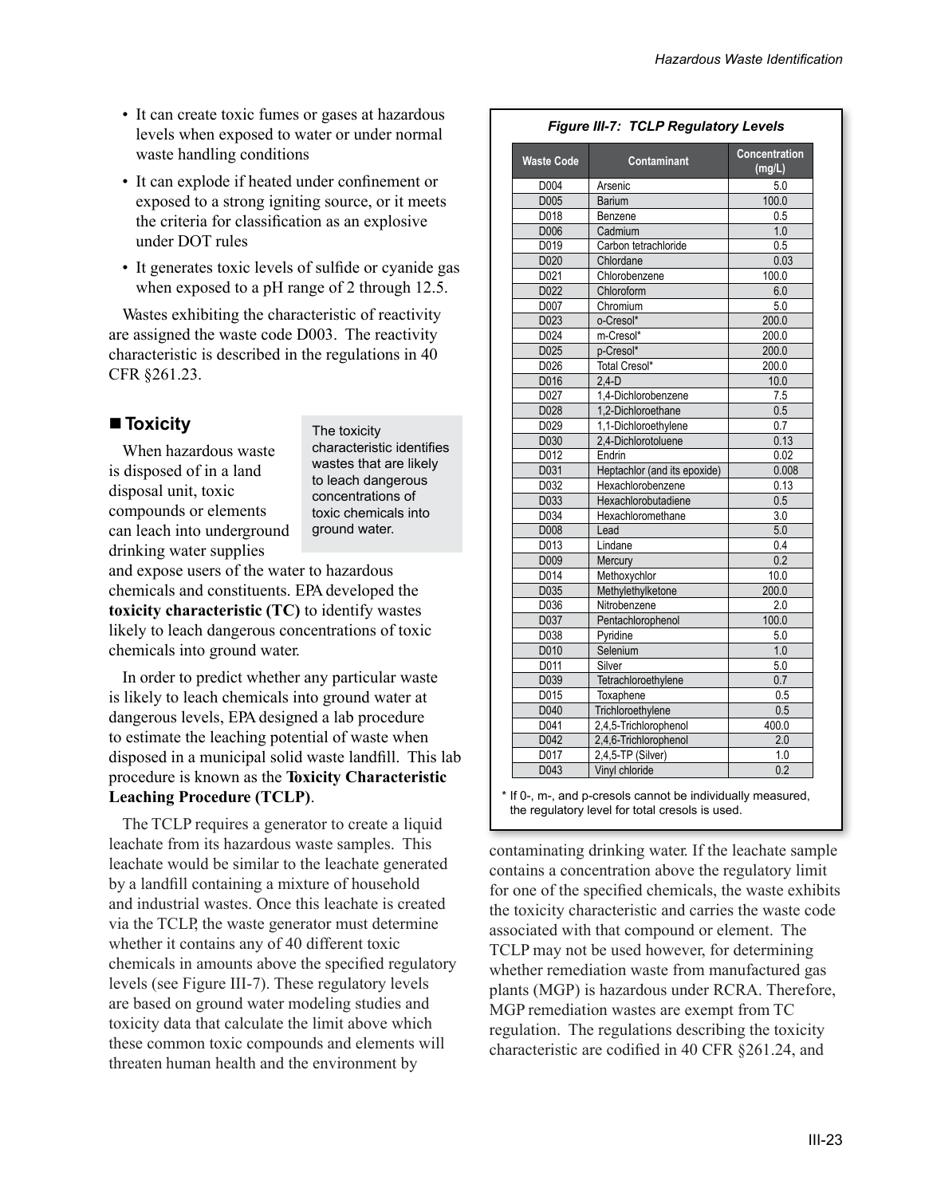- It can create toxic fumes or gases at hazardous levels when exposed to water or under normal waste handling conditions
- It can explode if heated under confinement or exposed to a strong igniting source, or it meets the criteria for classification as an explosive under DOT rules
- It generates toxic levels of sulfide or cyanide gas when exposed to a pH range of 2 through 12.5.

Wastes exhibiting the characteristic of reactivity are assigned the waste code D003. The reactivity characteristic is described in the regulations in 40 CFR §261.23.

## ■ Toxicity

> The toxicity characteristic identifies wastes that are likely to leach dangerous concentrations of toxic chemicals into ground water.

When hazardous waste is disposed of in a land disposal unit, toxic compounds or elements can leach into underground drinking water supplies and expose users of the water to hazardous chemicals and constituents. EPA developed the **toxicity characteristic (TC)** to identify wastes likely to leach dangerous concentrations of toxic chemicals into ground water.

In order to predict whether any particular waste is likely to leach chemicals into ground water at dangerous levels, EPA designed a lab procedure to estimate the leaching potential of waste when disposed in a municipal solid waste landfill. This lab procedure is known as the **Toxicity Characteristic Leaching Procedure (TCLP)**.

The TCLP requires a generator to create a liquid leachate from its hazardous waste samples. This leachate would be similar to the leachate generated by a landfill containing a mixture of household and industrial wastes. Once this leachate is created via the TCLP, the waste generator must determine whether it contains any of 40 different toxic chemicals in amounts above the specified regulatory levels (see Figure III-7). These regulatory levels are based on ground water modeling studies and toxicity data that calculate the limit above which these common toxic compounds and elements will threaten human health and the environment by contaminating drinking water. If the leachate sample contains a concentration above the regulatory limit for one of the specified chemicals, the waste exhibits the toxicity characteristic and carries the waste code associated with that compound or element. The TCLP may not be used however, for determining whether remediation waste from manufactured gas plants (MGP) is hazardous under RCRA. Therefore, MGP remediation wastes are exempt from TC regulation. The regulations describing the toxicity characteristic are codified in 40 CFR §261.24, and

***Figure III-7: TCLP Regulatory Levels***

| Waste Code | Contaminant | Concentration (mg/L) |
|---|---|---|
| D004 | Arsenic | 5.0 |
| D005 | Barium | 100.0 |
| D018 | Benzene | 0.5 |
| D006 | Cadmium | 1.0 |
| D019 | Carbon tetrachloride | 0.5 |
| D020 | Chlordane | 0.03 |
| D021 | Chlorobenzene | 100.0 |
| D022 | Chloroform | 6.0 |
| D007 | Chromium | 5.0 |
| D023 | o-Cresol* | 200.0 |
| D024 | m-Cresol* | 200.0 |
| D025 | p-Cresol* | 200.0 |
| D026 | Total Cresol* | 200.0 |
| D016 | 2,4-D | 10.0 |
| D027 | 1,4-Dichlorobenzene | 7.5 |
| D028 | 1,2-Dichloroethane | 0.5 |
| D029 | 1,1-Dichloroethylene | 0.7 |
| D030 | 2,4-Dichlorotoluene | 0.13 |
| D012 | Endrin | 0.02 |
| D031 | Heptachlor (and its epoxide) | 0.008 |
| D032 | Hexachlorobenzene | 0.13 |
| D033 | Hexachlorobutadiene | 0.5 |
| D034 | Hexachloromethane | 3.0 |
| D008 | Lead | 5.0 |
| D013 | Lindane | 0.4 |
| D009 | Mercury | 0.2 |
| D014 | Methoxychlor | 10.0 |
| D035 | Methylethylketone | 200.0 |
| D036 | Nitrobenzene | 2.0 |
| D037 | Pentachlorophenol | 100.0 |
| D038 | Pyridine | 5.0 |
| D010 | Selenium | 1.0 |
| D011 | Silver | 5.0 |
| D039 | Tetrachloroethylene | 0.7 |
| D015 | Toxaphene | 0.5 |
| D040 | Trichloroethylene | 0.5 |
| D041 | 2,4,5-Trichlorophenol | 400.0 |
| D042 | 2,4,6-Trichlorophenol | 2.0 |
| D017 | 2,4,5-TP (Silver) | 1.0 |
| D043 | Vinyl chloride | 0.2 |

\* If 0-, m-, and p-cresols cannot be individually measured, the regulatory level for total cresols is used.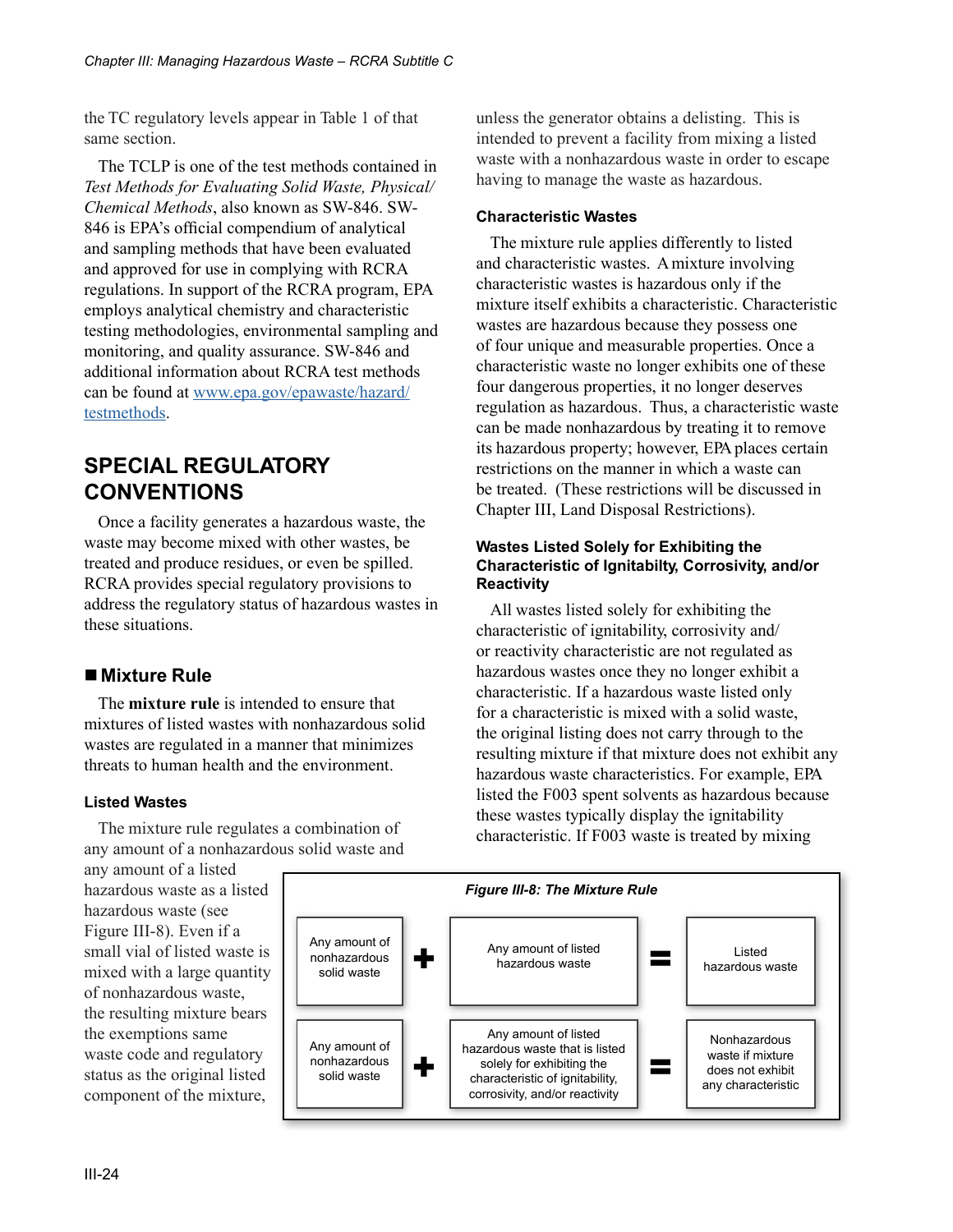the TC regulatory levels appear in Table 1 of that same section.

The TCLP is one of the test methods contained in *Test Methods for Evaluating Solid Waste, Physical/Chemical Methods*, also known as SW-846. SW-846 is EPA's official compendium of analytical and sampling methods that have been evaluated and approved for use in complying with RCRA regulations. In support of the RCRA program, EPA employs analytical chemistry and characteristic testing methodologies, environmental sampling and monitoring, and quality assurance. SW-846 and additional information about RCRA test methods can be found at www.epa.gov/epawaste/hazard/testmethods.

## SPECIAL REGULATORY CONVENTIONS

Once a facility generates a hazardous waste, the waste may become mixed with other wastes, be treated and produce residues, or even be spilled. RCRA provides special regulatory provisions to address the regulatory status of hazardous wastes in these situations.

### ■ Mixture Rule

The **mixture rule** is intended to ensure that mixtures of listed wastes with nonhazardous solid wastes are regulated in a manner that minimizes threats to human health and the environment.

#### Listed Wastes

The mixture rule regulates a combination of any amount of a nonhazardous solid waste and any amount of a listed hazardous waste as a listed hazardous waste (see Figure III-8). Even if a small vial of listed waste is mixed with a large quantity of nonhazardous waste, the resulting mixture bears the exemptions same waste code and regulatory status as the original listed component of the mixture, unless the generator obtains a delisting. This is intended to prevent a facility from mixing a listed waste with a nonhazardous waste in order to escape having to manage the waste as hazardous.

#### Characteristic Wastes

The mixture rule applies differently to listed and characteristic wastes. A mixture involving characteristic wastes is hazardous only if the mixture itself exhibits a characteristic. Characteristic wastes are hazardous because they possess one of four unique and measurable properties. Once a characteristic waste no longer exhibits one of these four dangerous properties, it no longer deserves regulation as hazardous. Thus, a characteristic waste can be made nonhazardous by treating it to remove its hazardous property; however, EPA places certain restrictions on the manner in which a waste can be treated. (These restrictions will be discussed in Chapter III, Land Disposal Restrictions).

#### Wastes Listed Solely for Exhibiting the Characteristic of Ignitabilty, Corrosivity, and/or Reactivity

All wastes listed solely for exhibiting the characteristic of ignitability, corrosivity and/or reactivity characteristic are not regulated as hazardous wastes once they no longer exhibit a characteristic. If a hazardous waste listed only for a characteristic is mixed with a solid waste, the original listing does not carry through to the resulting mixture if that mixture does not exhibit any hazardous waste characteristics. For example, EPA listed the F003 spent solvents as hazardous because these wastes typically display the ignitability characteristic. If F003 waste is treated by mixing

*Figure III-8: The Mixture Rule*

| | | | | |
|---|---|---|---|---|
| Any amount of nonhazardous solid waste | + | Any amount of listed hazardous waste | = | Listed hazardous waste |
| Any amount of nonhazardous solid waste | + | Any amount of listed hazardous waste that is listed solely for exhibiting the characteristic of ignitability, corrosivity, and/or reactivity | = | Nonhazardous waste if mixture does not exhibit any characteristic |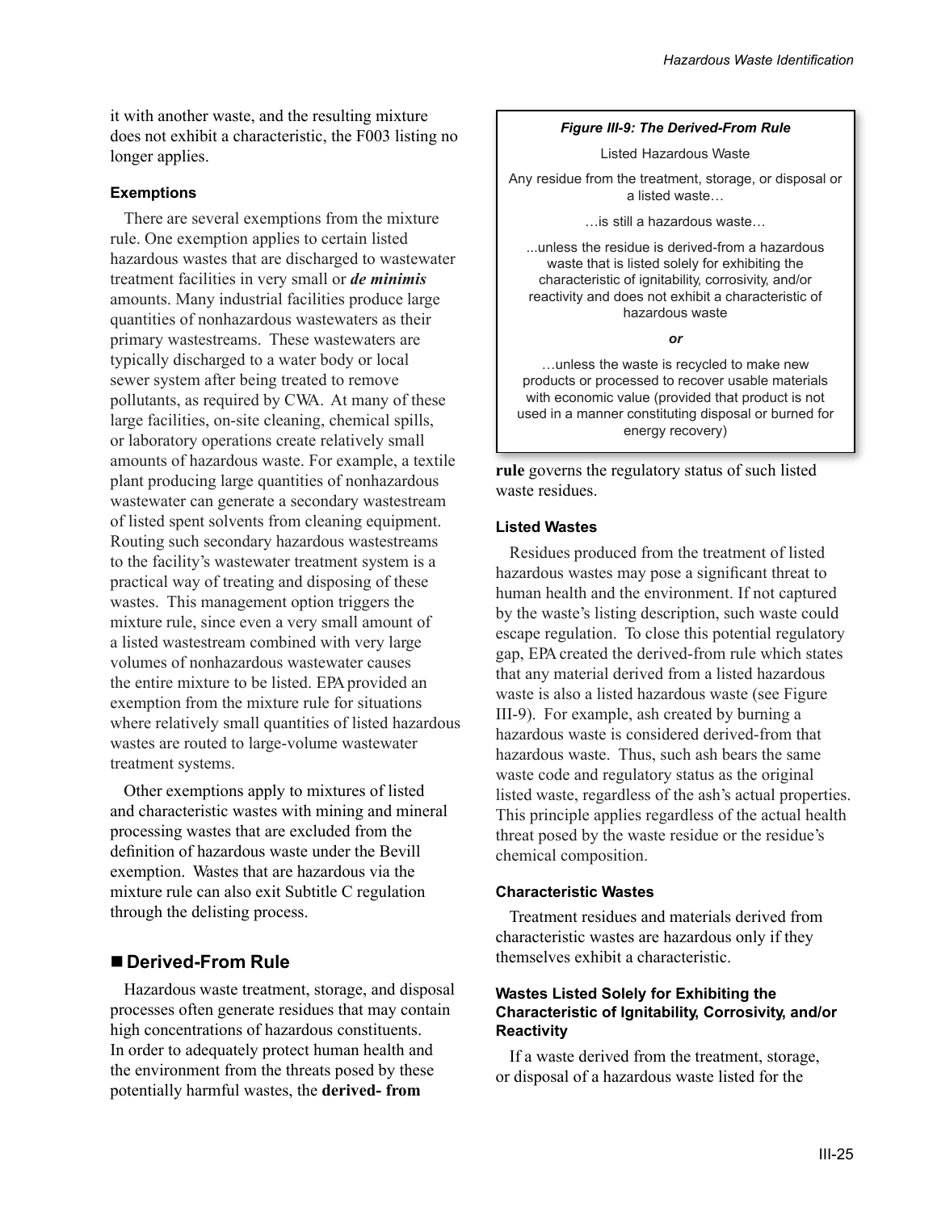it with another waste, and the resulting mixture does not exhibit a characteristic, the F003 listing no longer applies.

#### Exemptions

There are several exemptions from the mixture rule. One exemption applies to certain listed hazardous wastes that are discharged to wastewater treatment facilities in very small or ***de minimis*** amounts. Many industrial facilities produce large quantities of nonhazardous wastewaters as their primary wastestreams. These wastewaters are typically discharged to a water body or local sewer system after being treated to remove pollutants, as required by CWA. At many of these large facilities, on-site cleaning, chemical spills, or laboratory operations create relatively small amounts of hazardous waste. For example, a textile plant producing large quantities of nonhazardous wastewater can generate a secondary wastestream of listed spent solvents from cleaning equipment. Routing such secondary hazardous wastestreams to the facility's wastewater treatment system is a practical way of treating and disposing of these wastes. This management option triggers the mixture rule, since even a very small amount of a listed wastestream combined with very large volumes of nonhazardous wastewater causes the entire mixture to be listed. EPA provided an exemption from the mixture rule for situations where relatively small quantities of listed hazardous wastes are routed to large-volume wastewater treatment systems.

Other exemptions apply to mixtures of listed and characteristic wastes with mining and mineral processing wastes that are excluded from the definition of hazardous waste under the Bevill exemption. Wastes that are hazardous via the mixture rule can also exit Subtitle C regulation through the delisting process.

## ■ Derived-From Rule

Hazardous waste treatment, storage, and disposal processes often generate residues that may contain high concentrations of hazardous constituents. In order to adequately protect human health and the environment from the threats posed by these potentially harmful wastes, the **derived- from rule** governs the regulatory status of such listed waste residues.

***Figure III-9: The Derived-From Rule***

Listed Hazardous Waste

Any residue from the treatment, storage, or disposal or a listed waste…

…is still a hazardous waste…

...unless the residue is derived-from a hazardous waste that is listed solely for exhibiting the characteristic of ignitability, corrosivity, and/or reactivity and does not exhibit a characteristic of hazardous waste

***or***

…unless the waste is recycled to make new products or processed to recover usable materials with economic value (provided that product is not used in a manner constituting disposal or burned for energy recovery)

#### Listed Wastes

Residues produced from the treatment of listed hazardous wastes may pose a significant threat to human health and the environment. If not captured by the waste's listing description, such waste could escape regulation. To close this potential regulatory gap, EPA created the derived-from rule which states that any material derived from a listed hazardous waste is also a listed hazardous waste (see Figure III-9). For example, ash created by burning a hazardous waste is considered derived-from that hazardous waste. Thus, such ash bears the same waste code and regulatory status as the original listed waste, regardless of the ash's actual properties. This principle applies regardless of the actual health threat posed by the waste residue or the residue's chemical composition.

#### Characteristic Wastes

Treatment residues and materials derived from characteristic wastes are hazardous only if they themselves exhibit a characteristic.

#### Wastes Listed Solely for Exhibiting the Characteristic of Ignitability, Corrosivity, and/or Reactivity

If a waste derived from the treatment, storage, or disposal of a hazardous waste listed for the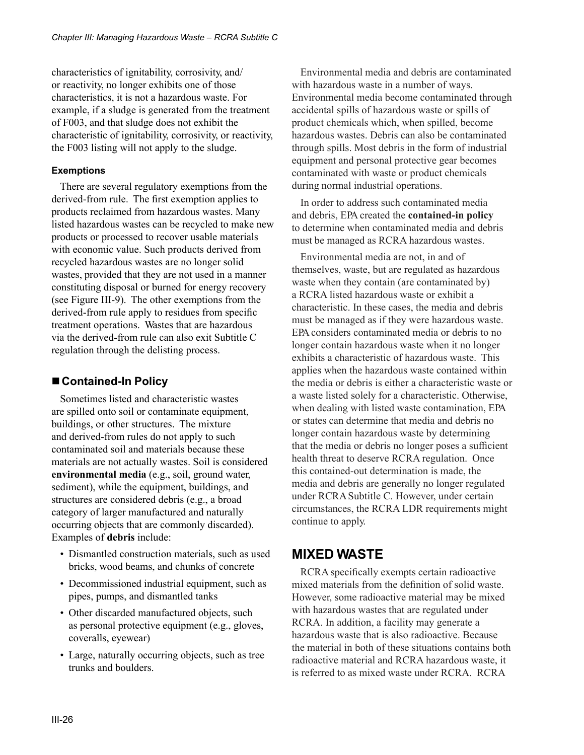characteristics of ignitability, corrosivity, and/or reactivity, no longer exhibits one of those characteristics, it is not a hazardous waste. For example, if a sludge is generated from the treatment of F003, and that sludge does not exhibit the characteristic of ignitability, corrosivity, or reactivity, the F003 listing will not apply to the sludge.

#### Exemptions

There are several regulatory exemptions from the derived-from rule. The first exemption applies to products reclaimed from hazardous wastes. Many listed hazardous wastes can be recycled to make new products or processed to recover usable materials with economic value. Such products derived from recycled hazardous wastes are no longer solid wastes, provided that they are not used in a manner constituting disposal or burned for energy recovery (see Figure III-9). The other exemptions from the derived-from rule apply to residues from specific treatment operations. Wastes that are hazardous via the derived-from rule can also exit Subtitle C regulation through the delisting process.

### ■ Contained-In Policy

Sometimes listed and characteristic wastes are spilled onto soil or contaminate equipment, buildings, or other structures. The mixture and derived-from rules do not apply to such contaminated soil and materials because these materials are not actually wastes. Soil is considered **environmental media** (e.g., soil, ground water, sediment), while the equipment, buildings, and structures are considered debris (e.g., a broad category of larger manufactured and naturally occurring objects that are commonly discarded). Examples of **debris** include:

- Dismantled construction materials, such as used bricks, wood beams, and chunks of concrete
- Decommissioned industrial equipment, such as pipes, pumps, and dismantled tanks
- Other discarded manufactured objects, such as personal protective equipment (e.g., gloves, coveralls, eyewear)
- Large, naturally occurring objects, such as tree trunks and boulders.

Environmental media and debris are contaminated with hazardous waste in a number of ways. Environmental media become contaminated through accidental spills of hazardous waste or spills of product chemicals which, when spilled, become hazardous wastes. Debris can also be contaminated through spills. Most debris in the form of industrial equipment and personal protective gear becomes contaminated with waste or product chemicals during normal industrial operations.

In order to address such contaminated media and debris, EPA created the **contained-in policy** to determine when contaminated media and debris must be managed as RCRA hazardous wastes.

Environmental media are not, in and of themselves, waste, but are regulated as hazardous waste when they contain (are contaminated by) a RCRA listed hazardous waste or exhibit a characteristic. In these cases, the media and debris must be managed as if they were hazardous waste. EPA considers contaminated media or debris to no longer contain hazardous waste when it no longer exhibits a characteristic of hazardous waste. This applies when the hazardous waste contained within the media or debris is either a characteristic waste or a waste listed solely for a characteristic. Otherwise, when dealing with listed waste contamination, EPA or states can determine that media and debris no longer contain hazardous waste by determining that the media or debris no longer poses a sufficient health threat to deserve RCRA regulation. Once this contained-out determination is made, the media and debris are generally no longer regulated under RCRA Subtitle C. However, under certain circumstances, the RCRA LDR requirements might continue to apply.

## MIXED WASTE

RCRA specifically exempts certain radioactive mixed materials from the definition of solid waste. However, some radioactive material may be mixed with hazardous wastes that are regulated under RCRA. In addition, a facility may generate a hazardous waste that is also radioactive. Because the material in both of these situations contains both radioactive material and RCRA hazardous waste, it is referred to as mixed waste under RCRA. RCRA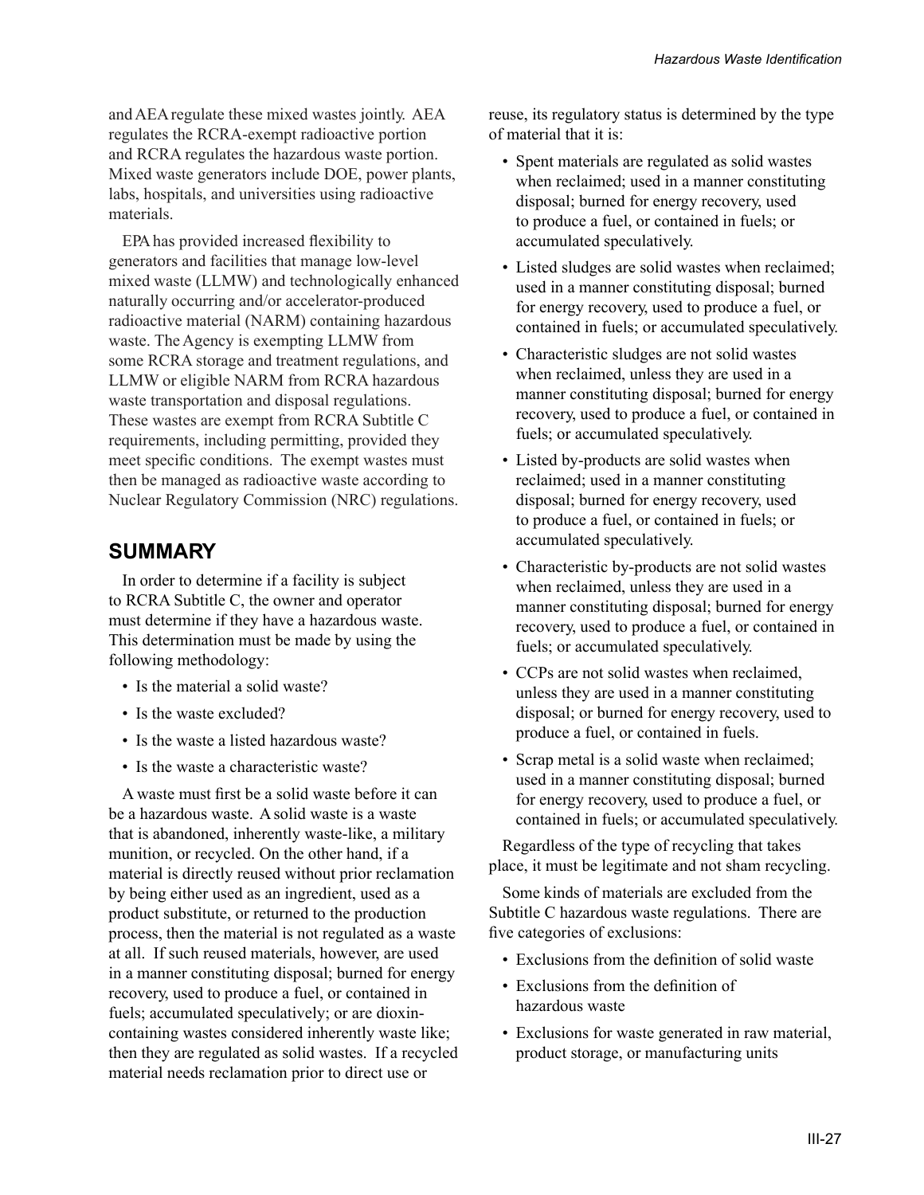and AEA regulate these mixed wastes jointly. AEA regulates the RCRA-exempt radioactive portion and RCRA regulates the hazardous waste portion. Mixed waste generators include DOE, power plants, labs, hospitals, and universities using radioactive materials.

EPA has provided increased flexibility to generators and facilities that manage low-level mixed waste (LLMW) and technologically enhanced naturally occurring and/or accelerator-produced radioactive material (NARM) containing hazardous waste. The Agency is exempting LLMW from some RCRA storage and treatment regulations, and LLMW or eligible NARM from RCRA hazardous waste transportation and disposal regulations. These wastes are exempt from RCRA Subtitle C requirements, including permitting, provided they meet specific conditions. The exempt wastes must then be managed as radioactive waste according to Nuclear Regulatory Commission (NRC) regulations.

## SUMMARY

In order to determine if a facility is subject to RCRA Subtitle C, the owner and operator must determine if they have a hazardous waste. This determination must be made by using the following methodology:

- Is the material a solid waste?
- Is the waste excluded?
- Is the waste a listed hazardous waste?
- Is the waste a characteristic waste?

A waste must first be a solid waste before it can be a hazardous waste. A solid waste is a waste that is abandoned, inherently waste-like, a military munition, or recycled. On the other hand, if a material is directly reused without prior reclamation by being either used as an ingredient, used as a product substitute, or returned to the production process, then the material is not regulated as a waste at all. If such reused materials, however, are used in a manner constituting disposal; burned for energy recovery, used to produce a fuel, or contained in fuels; accumulated speculatively; or are dioxin-containing wastes considered inherently waste like; then they are regulated as solid wastes. If a recycled material needs reclamation prior to direct use or reuse, its regulatory status is determined by the type of material that it is:

- Spent materials are regulated as solid wastes when reclaimed; used in a manner constituting disposal; burned for energy recovery, used to produce a fuel, or contained in fuels; or accumulated speculatively.
- Listed sludges are solid wastes when reclaimed; used in a manner constituting disposal; burned for energy recovery, used to produce a fuel, or contained in fuels; or accumulated speculatively.
- Characteristic sludges are not solid wastes when reclaimed, unless they are used in a manner constituting disposal; burned for energy recovery, used to produce a fuel, or contained in fuels; or accumulated speculatively.
- Listed by-products are solid wastes when reclaimed; used in a manner constituting disposal; burned for energy recovery, used to produce a fuel, or contained in fuels; or accumulated speculatively.
- Characteristic by-products are not solid wastes when reclaimed, unless they are used in a manner constituting disposal; burned for energy recovery, used to produce a fuel, or contained in fuels; or accumulated speculatively.
- CCPs are not solid wastes when reclaimed, unless they are used in a manner constituting disposal; or burned for energy recovery, used to produce a fuel, or contained in fuels.
- Scrap metal is a solid waste when reclaimed; used in a manner constituting disposal; burned for energy recovery, used to produce a fuel, or contained in fuels; or accumulated speculatively.

Regardless of the type of recycling that takes place, it must be legitimate and not sham recycling.

Some kinds of materials are excluded from the Subtitle C hazardous waste regulations. There are five categories of exclusions:

- Exclusions from the definition of solid waste
- Exclusions from the definition of hazardous waste
- Exclusions for waste generated in raw material, product storage, or manufacturing units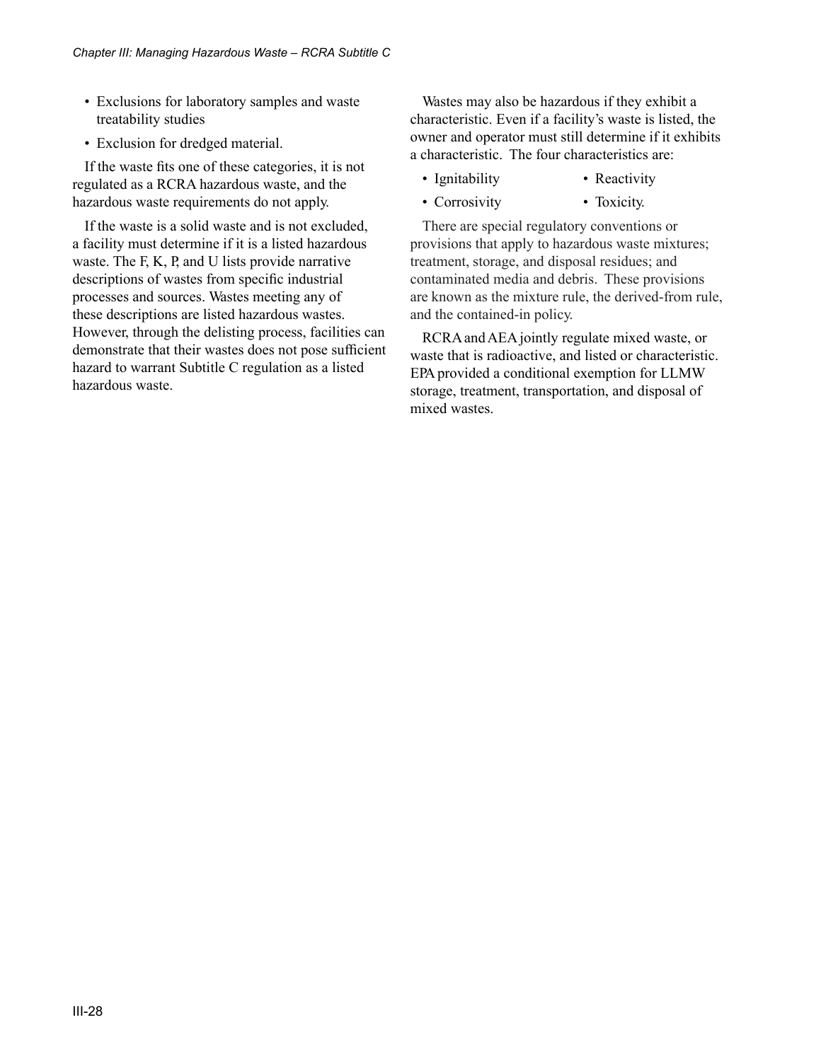- Exclusions for laboratory samples and waste treatability studies
- Exclusion for dredged material.

If the waste fits one of these categories, it is not regulated as a RCRA hazardous waste, and the hazardous waste requirements do not apply.

If the waste is a solid waste and is not excluded, a facility must determine if it is a listed hazardous waste. The F, K, P, and U lists provide narrative descriptions of wastes from specific industrial processes and sources. Wastes meeting any of these descriptions are listed hazardous wastes. However, through the delisting process, facilities can demonstrate that their wastes does not pose sufficient hazard to warrant Subtitle C regulation as a listed hazardous waste.

Wastes may also be hazardous if they exhibit a characteristic. Even if a facility's waste is listed, the owner and operator must still determine if it exhibits a characteristic. The four characteristics are:

- Ignitability
- Corrosivity
- Reactivity
- Toxicity.

There are special regulatory conventions or provisions that apply to hazardous waste mixtures; treatment, storage, and disposal residues; and contaminated media and debris. These provisions are known as the mixture rule, the derived-from rule, and the contained-in policy.

RCRA and AEA jointly regulate mixed waste, or waste that is radioactive, and listed or characteristic. EPA provided a conditional exemption for LLMW storage, treatment, transportation, and disposal of mixed wastes.